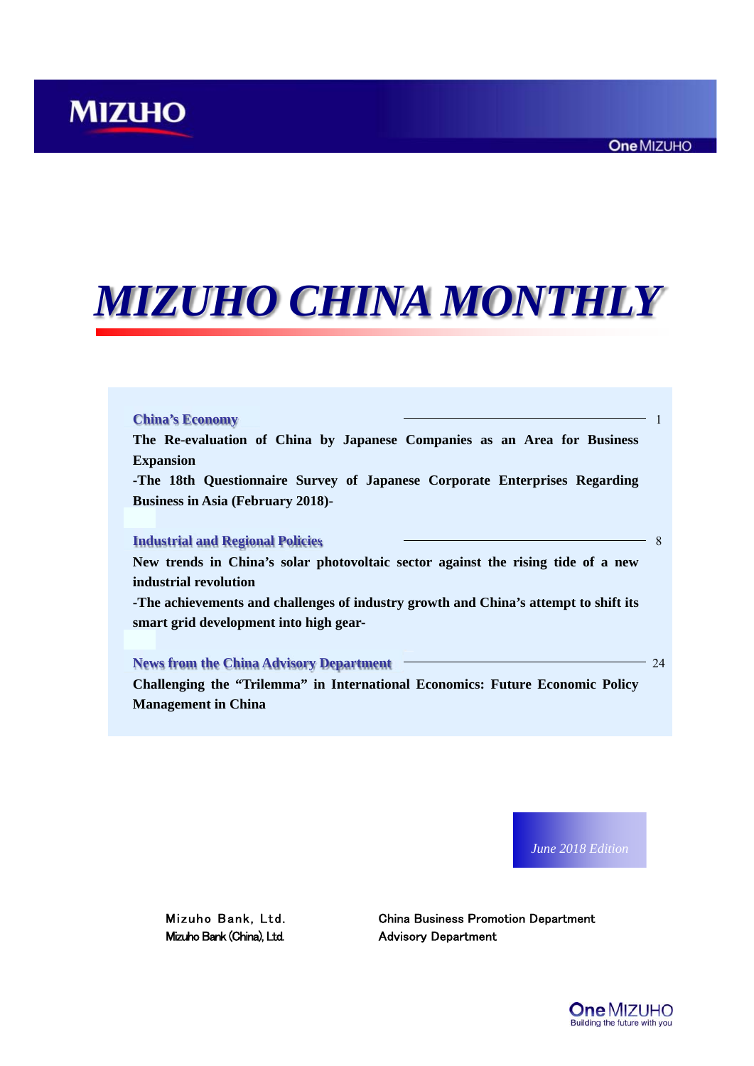MIZUHO

One MIZUHO

# *MIZUHO CHINA MONTHLY*

**China's Economy** ———— 1

**The Re-evaluation of China by Japanese Companies as an Area for Business Expansion**

**-The 18th Questionnaire Survey of Japanese Corporate Enterprises Regarding Business in Asia (February 2018)-**

**Industrial and Regional Policies** ———— 8

**New trends in China's solar photovoltaic sector against the rising tide of a new industrial revolution**

**-The achievements and challenges of industry growth and China's attempt to shift its smart grid development into high gear-**

**News from the China Advisory Department** ———— 24

**Challenging the "Trilemma" in International Economics: Future Economic Policy Management in China**

*June 2018 Edition*

Mizuho Bank, Ltd. China Business Promotion Department

Mizuho Bank (China), Ltd. Advisory Department

One MIZUHO
Building the future with you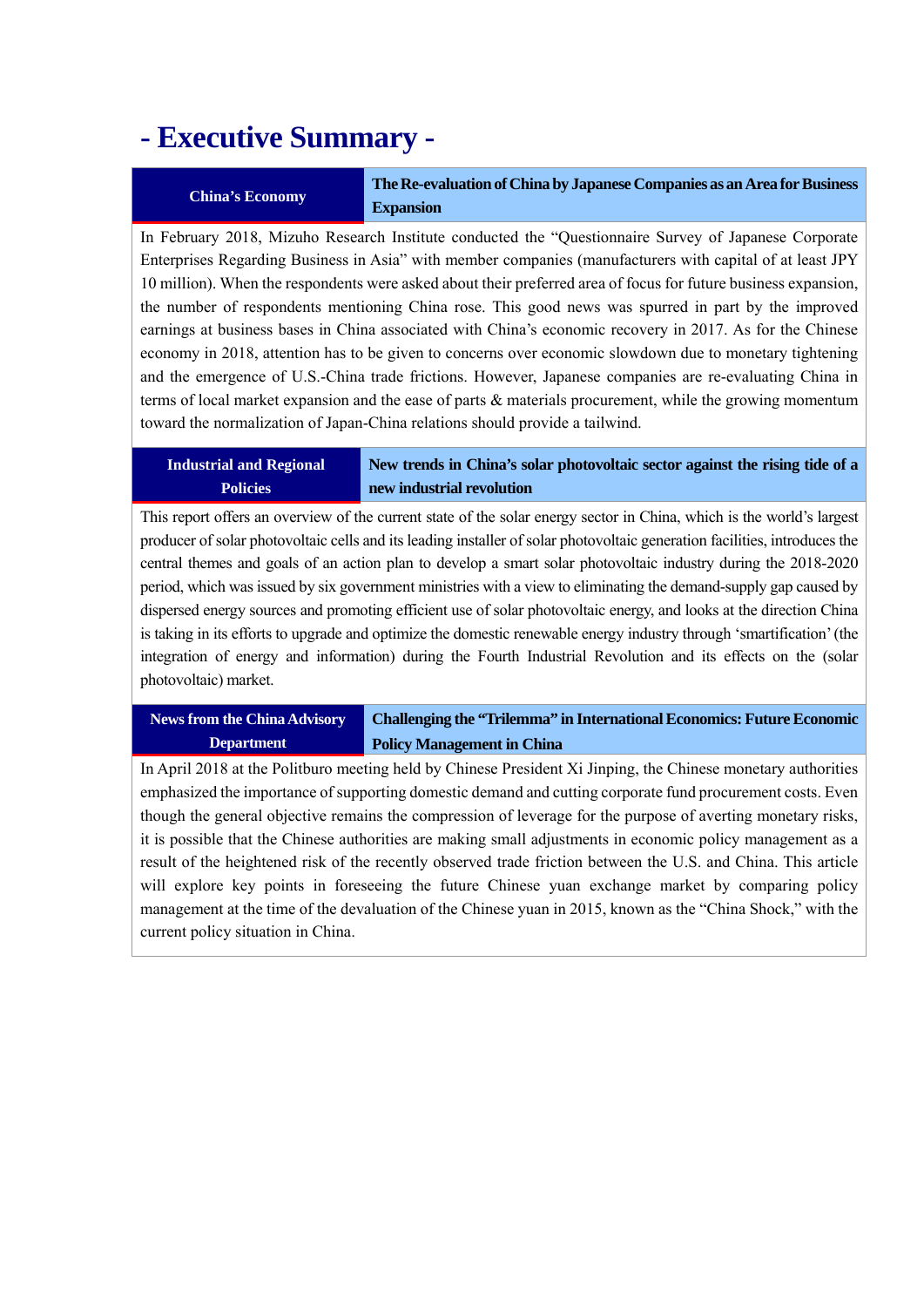# - Executive Summary -

| China's Economy | The Re-evaluation of China by Japanese Companies as an Area for Business Expansion |
|---|---|

In February 2018, Mizuho Research Institute conducted the "Questionnaire Survey of Japanese Corporate Enterprises Regarding Business in Asia" with member companies (manufacturers with capital of at least JPY 10 million). When the respondents were asked about their preferred area of focus for future business expansion, the number of respondents mentioning China rose. This good news was spurred in part by the improved earnings at business bases in China associated with China's economic recovery in 2017. As for the Chinese economy in 2018, attention has to be given to concerns over economic slowdown due to monetary tightening and the emergence of U.S.-China trade frictions. However, Japanese companies are re-evaluating China in terms of local market expansion and the ease of parts & materials procurement, while the growing momentum toward the normalization of Japan-China relations should provide a tailwind.

| Industrial and Regional Policies | New trends in China's solar photovoltaic sector against the rising tide of a new industrial revolution |
|---|---|

This report offers an overview of the current state of the solar energy sector in China, which is the world's largest producer of solar photovoltaic cells and its leading installer of solar photovoltaic generation facilities, introduces the central themes and goals of an action plan to develop a smart solar photovoltaic industry during the 2018-2020 period, which was issued by six government ministries with a view to eliminating the demand-supply gap caused by dispersed energy sources and promoting efficient use of solar photovoltaic energy, and looks at the direction China is taking in its efforts to upgrade and optimize the domestic renewable energy industry through 'smartification' (the integration of energy and information) during the Fourth Industrial Revolution and its effects on the (solar photovoltaic) market.

| News from the China Advisory Department | Challenging the "Trilemma" in International Economics: Future Economic Policy Management in China |
|---|---|

In April 2018 at the Politburo meeting held by Chinese President Xi Jinping, the Chinese monetary authorities emphasized the importance of supporting domestic demand and cutting corporate fund procurement costs. Even though the general objective remains the compression of leverage for the purpose of averting monetary risks, it is possible that the Chinese authorities are making small adjustments in economic policy management as a result of the heightened risk of the recently observed trade friction between the U.S. and China. This article will explore key points in foreseeing the future Chinese yuan exchange market by comparing policy management at the time of the devaluation of the Chinese yuan in 2015, known as the "China Shock," with the current policy situation in China.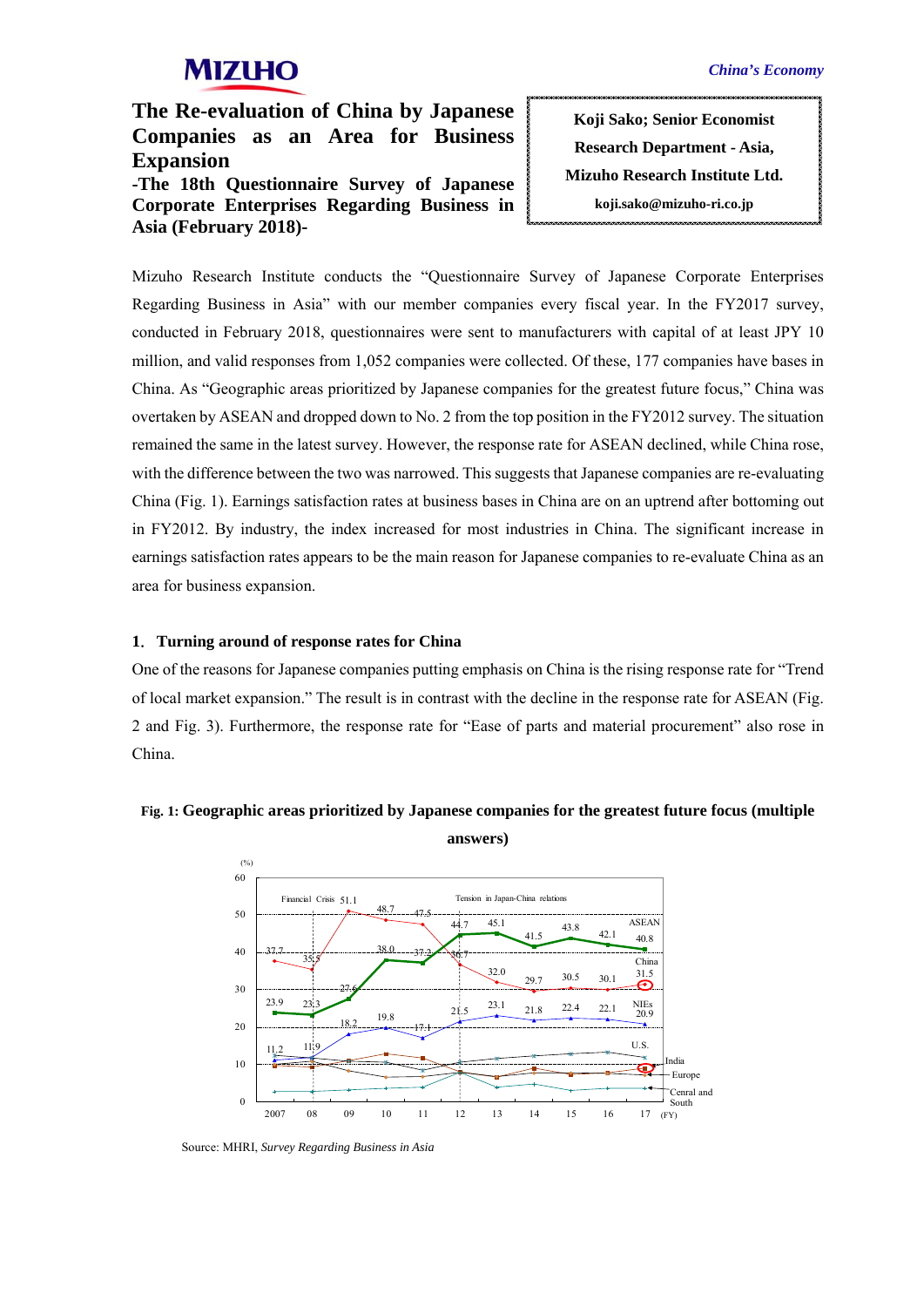# The Re-evaluation of China by Japanese Companies as an Area for Business Expansion

## -The 18th Questionnaire Survey of Japanese Corporate Enterprises Regarding Business in Asia (February 2018)-

**Koji Sako; Senior Economist**
**Research Department - Asia,**
**Mizuho Research Institute Ltd.**
**koji.sako@mizuho-ri.co.jp**

Mizuho Research Institute conducts the "Questionnaire Survey of Japanese Corporate Enterprises Regarding Business in Asia" with our member companies every fiscal year. In the FY2017 survey, conducted in February 2018, questionnaires were sent to manufacturers with capital of at least JPY 10 million, and valid responses from 1,052 companies were collected. Of these, 177 companies have bases in China. As "Geographic areas prioritized by Japanese companies for the greatest future focus," China was overtaken by ASEAN and dropped down to No. 2 from the top position in the FY2012 survey. The situation remained the same in the latest survey. However, the response rate for ASEAN declined, while China rose, with the difference between the two was narrowed. This suggests that Japanese companies are re-evaluating China (Fig. 1). Earnings satisfaction rates at business bases in China are on an uptrend after bottoming out in FY2012. By industry, the index increased for most industries in China. The significant increase in earnings satisfaction rates appears to be the main reason for Japanese companies to re-evaluate China as an area for business expansion.

### 1. Turning around of response rates for China

One of the reasons for Japanese companies putting emphasis on China is the rising response rate for "Trend of local market expansion." The result is in contrast with the decline in the response rate for ASEAN (Fig. 2 and Fig. 3). Furthermore, the response rate for "Ease of parts and material procurement" also rose in China.

**Fig. 1: Geographic areas prioritized by Japanese companies for the greatest future focus (multiple answers)**

| FY | 2007 | 08 | 09 | 10 | 11 | 12 | 13 | 14 | 15 | 16 | 17 |
|---|---|---|---|---|---|---|---|---|---|---|---|
| ASEAN | 37.7 | 35.5 | 51.1 | 48.7 | 47.5 | 36.7 | 32.0 | 29.7 | 30.5 | 30.1 | 31.5 |
| China | 23.9 | 23.3 | 27.6 | 38.0 | 37.2 | 44.7 | 45.1 | 41.5 | 43.8 | 42.1 | 40.8 |
| NIEs | 11.2 | 11.9 | 18.2 | 19.8 | 17.1 | 21.5 | 23.1 | 21.8 | 22.4 | 22.1 | 20.9 |

(%) Lines also shown for U.S., India, Europe, and Central and South (values not labeled). Annotations: Financial Crisis (FY2008); Tension in Japan-China relations (FY2012).

Source: MHRI, *Survey Regarding Business in Asia*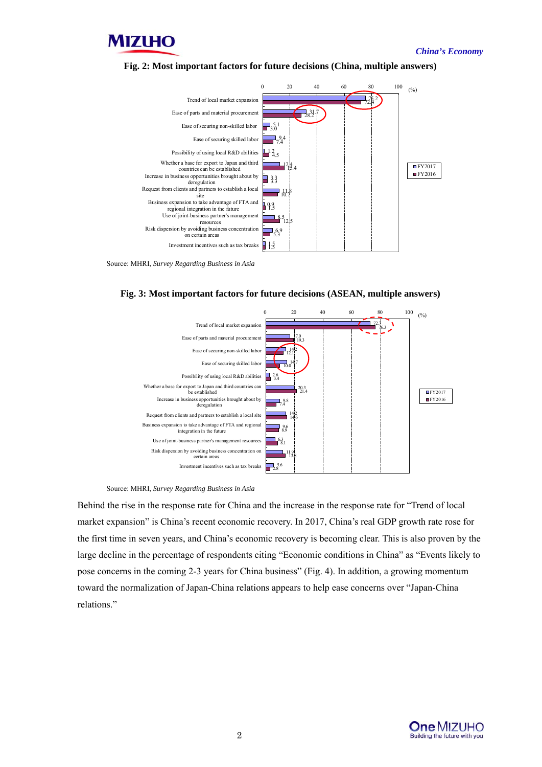**Fig. 2: Most important factors for future decisions (China, multiple answers)**

| Factor | FY2017 (%) | FY2016 (%) |
|---|---|---|
| Trend of local market expansion | 76.2 | 72.4 |
| Ease of parts and material procurement | 31.7 | 28.2 |
| Ease of securing non-skilled labor | 5.1 | 3.0 |
| Ease of securing skilled labor | 9.4 | 7.4 |
| Possibility of using local R&D abilities | 2 | 4.5 |
| Whether a base for export to Japan and third countries can be established | 12.4 | 15.4 |
| Increase in business opportunities brought about by deregulation | 3.3 | 3.3 |
| Request from clients and partners to establish a local site | 11.8 | 10.7 |
| Business expansion to take advantage of FTA and regional integration in the future | 0.9 | 1.5 |
| Use of joint-business partner's management resources | 8.5 | 12.5 |
| Risk dispersion by avoiding business concentration on certain areas | 6.9 | 5.3 |
| Investment incentives such as tax breaks | 1.5 | 1.5 |

Source: MHRI, *Survey Regarding Business in Asia*

**Fig. 3: Most important factors for future decisions (ASEAN, multiple answers)**

| Factor | FY2017 (%) | FY2016 (%) |
|---|---|---|
| Trend of local market expansion | 72.7 | 76.3 |
| Ease of parts and material procurement | 17.0 | 19.3 |
| Ease of securing non-skilled labor | 14.2 | 12.1 |
| Ease of securing skilled labor | 14.7 | 10.0 |
| Possibility of using local R&D abilities | 2.6 | 3.4 |
| Whether a base for export to Japan and third countries can be established | 20.3 | 21.4 |
| Increase in business opportunities brought about by deregulation | 9.8 | 7.4 |
| Request from clients and partners to establish a local site | 14.2 | 14.6 |
| Business expansion to take advantage of FTA and regional integration in the future | 9.6 | 8.9 |
| Use of joint-business partner's management resources | 6.3 | 8.1 |
| Risk dispersion by avoiding business concentration on certain areas | 11.9 | 13.8 |
| Investment incentives such as tax breaks | 5.6 | 2.8 |

Source: MHRI, *Survey Regarding Business in Asia*

Behind the rise in the response rate for China and the increase in the response rate for "Trend of local market expansion" is China's recent economic recovery. In 2017, China's real GDP growth rate rose for the first time in seven years, and China's economic recovery is becoming clear. This is also proven by the large decline in the percentage of respondents citing "Economic conditions in China" as "Events likely to pose concerns in the coming 2-3 years for China business" (Fig. 4). In addition, a growing momentum toward the normalization of Japan-China relations appears to help ease concerns over "Japan-China relations."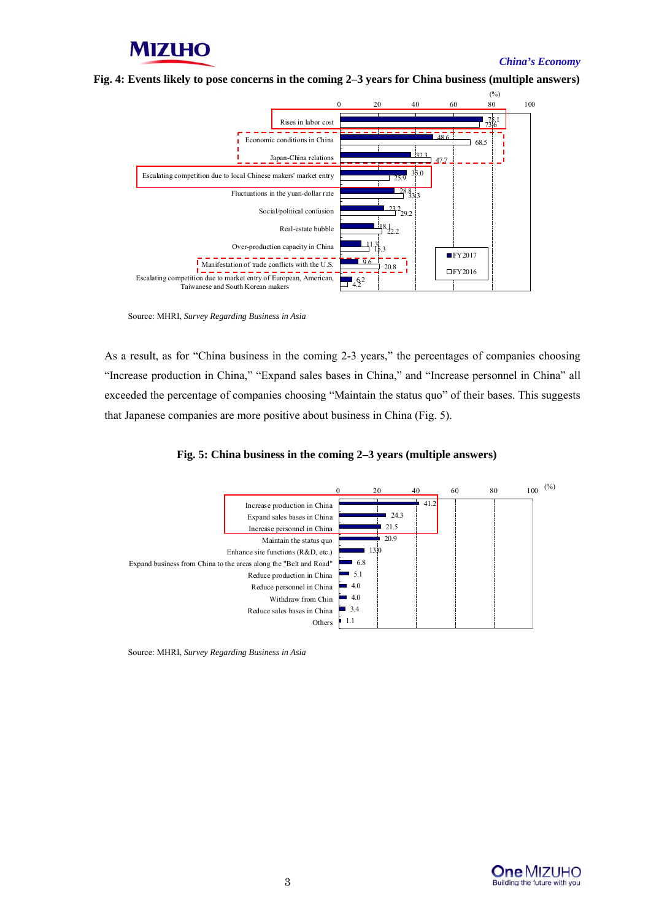**Fig. 4: Events likely to pose concerns in the coming 2–3 years for China business (multiple answers)**

(%)

| Event | FY2017 | FY2016 |
|---|---|---|
| Rises in labor cost | 75.1 | 73.6 |
| Economic conditions in China | 48.6 | 68.5 |
| Japan-China relations | 37.3 | 47.7 |
| Escalating competition due to local Chinese makers' market entry | 35.0 | 25.9 |
| Fluctuations in the yuan-dollar rate | 28.8 | 33.3 |
| Social/political confusion | 23.2 | 29.2 |
| Real-estate bubble | 18.1 | 22.2 |
| Over-production capacity in China | 11.3 | 15.3 |
| Manifestation of trade conflicts with the U.S. | 9.6 | 20.8 |
| Escalating competition due to market entry of European, American, Taiwanese and South Korean makers | 6.2 | 4.2 |

Source: MHRI, *Survey Regarding Business in Asia*

As a result, as for "China business in the coming 2-3 years," the percentages of companies choosing "Increase production in China," "Expand sales bases in China," and "Increase personnel in China" all exceeded the percentage of companies choosing "Maintain the status quo" of their bases. This suggests that Japanese companies are more positive about business in China (Fig. 5).

**Fig. 5: China business in the coming 2–3 years (multiple answers)**

(%)

| Item | % |
|---|---|
| Increase production in China | 41.2 |
| Expand sales bases in China | 24.3 |
| Increase personnel in China | 21.5 |
| Maintain the status quo | 20.9 |
| Enhance site functions (R&D, etc.) | 13.0 |
| Expand business from China to the areas along the "Belt and Road" | 6.8 |
| Reduce production in China | 5.1 |
| Reduce personnel in China | 4.0 |
| Withdraw from Chin | 4.0 |
| Reduce sales bases in China | 3.4 |
| Others | 1.1 |

Source: MHRI, *Survey Regarding Business in Asia*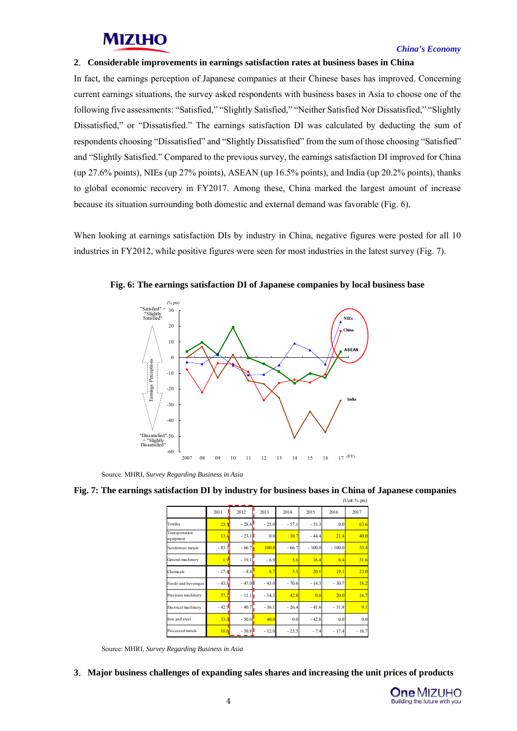## 2. Considerable improvements in earnings satisfaction rates at business bases in China

In fact, the earnings perception of Japanese companies at their Chinese bases has improved. Concerning current earnings situations, the survey asked respondents with business bases in Asia to choose one of the following five assessments: "Satisfied," "Slightly Satisfied," "Neither Satisfied Nor Dissatisfied," "Slightly Dissatisfied," or "Dissatisfied." The earnings satisfaction DI was calculated by deducting the sum of respondents choosing "Dissatisfied" and "Slightly Dissatisfied" from the sum of those choosing "Satisfied" and "Slightly Satisfied." Compared to the previous survey, the earnings satisfaction DI improved for China (up 27.6% points), NIEs (up 27% points), ASEAN (up 16.5% points), and India (up 20.2% points), thanks to global economic recovery in FY2017. Among these, China marked the largest amount of increase because its situation surrounding both domestic and external demand was favorable (Fig. 6).

When looking at earnings satisfaction DIs by industry in China, negative figures were posted for all 10 industries in FY2012, while positive figures were seen for most industries in the latest survey (Fig. 7).

**Fig. 6: The earnings satisfaction DI of Japanese companies by local business base**

Source: MHRI, *Survey Regarding Business in Asia*

**Fig. 7: The earnings satisfaction DI by industry for business bases in China of Japanese companies**

(Unit: % pts)

| | 2011 | 2012 | 2013 | 2014 | 2015 | 2016 | 2017 |
|---|---|---|---|---|---|---|---|
| Textiles | 23.1 | - 28.6 | - 25.0 | - 57.1 | - 53.3 | 0.0 | 63.6 |
| Transportation equipment | 13.4 | - 23.1 | 0.0 | 30.7 | - 44.4 | 21.4 | 40.0 |
| Nonferrous metals | - 83.3 | - 66.7 | 100.0 | - 66.7 | - 100.0 | - 100.0 | 33.4 |
| General machinery | 1.9 | - 19.1 | - 6.9 | 5.6 | 16.4 | 6.4 | 31.6 |
| Chemicals | - 17.4 | - 4.4 | 8.7 | 5.5 | 20.1 | 19.1 | 23.0 |
| Foods and beverages | - 43.8 | - 47.0 | - 43.0 | - 70.6 | - 14.3 | - 30.7 | 18.2 |
| Precision machinery | 57.2 | - 11.1 | - 14.3 | 42.8 | 0.0 | 20.0 | 16.7 |
| Electrical machinery | - 42.0 | - 40.7 | - 36.1 | - 26.4 | - 41.6 | - 31.8 | 9.1 |
| Iron and steel | 33.3 | - 50.0 | 40.0 | 0.0 | - 42.8 | 0.0 | 0.0 |
| Processed metals | 10.0 | - 30.8 | - 12.0 | - 23.5 | - 7.4 | - 17.4 | - 16.7 |

Source: MHRI, *Survey Regarding Business in Asia*

## 3. Major business challenges of expanding sales shares and increasing the unit prices of products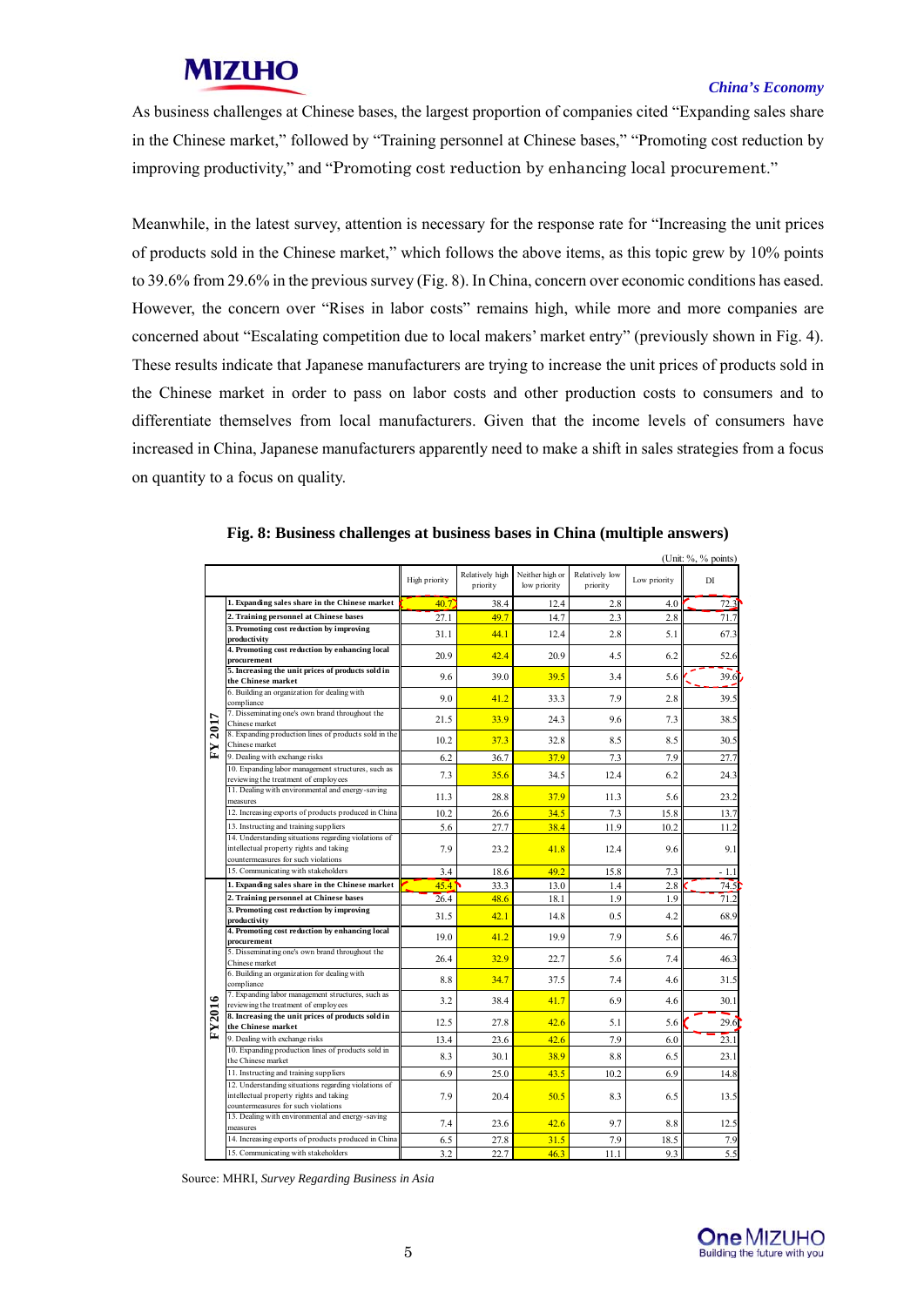As business challenges at Chinese bases, the largest proportion of companies cited "Expanding sales share in the Chinese market," followed by "Training personnel at Chinese bases," "Promoting cost reduction by improving productivity," and "Promoting cost reduction by enhancing local procurement."

Meanwhile, in the latest survey, attention is necessary for the response rate for "Increasing the unit prices of products sold in the Chinese market," which follows the above items, as this topic grew by 10% points to 39.6% from 29.6% in the previous survey (Fig. 8). In China, concern over economic conditions has eased. However, the concern over "Rises in labor costs" remains high, while more and more companies are concerned about "Escalating competition due to local makers' market entry" (previously shown in Fig. 4). These results indicate that Japanese manufacturers are trying to increase the unit prices of products sold in the Chinese market in order to pass on labor costs and other production costs to consumers and to differentiate themselves from local manufacturers. Given that the income levels of consumers have increased in China, Japanese manufacturers apparently need to make a shift in sales strategies from a focus on quantity to a focus on quality.

**Fig. 8: Business challenges at business bases in China (multiple answers)**

(Unit: %, % points)

| | | High priority | Relatively high priority | Neither high or low priority | Relatively low priority | Low priority | DI |
|---|---|---|---|---|---|---|---|
| FY 2017 | **1. Expanding sales share in the Chinese market** | 40.7 | 38.4 | 12.4 | 2.8 | 4.0 | 72.3 |
| | **2. Training personnel at Chinese bases** | 27.1 | 49.7 | 14.7 | 2.3 | 2.8 | 71.7 |
| | **3. Promoting cost reduction by improving productivity** | 31.1 | 44.1 | 12.4 | 2.8 | 5.1 | 67.3 |
| | **4. Promoting cost reduction by enhancing local procurement** | 20.9 | 42.4 | 20.9 | 4.5 | 6.2 | 52.6 |
| | **5. Increasing the unit prices of products sold in the Chinese market** | 9.6 | 39.0 | 39.5 | 3.4 | 5.6 | 39.6 |
| | 6. Building an organization for dealing with compliance | 9.0 | 41.2 | 33.3 | 7.9 | 2.8 | 39.5 |
| | 7. Disseminating one's own brand throughout the Chinese market | 21.5 | 33.9 | 24.3 | 9.6 | 7.3 | 38.5 |
| | 8. Expanding production lines of products sold in the Chinese market | 10.2 | 37.3 | 32.8 | 8.5 | 8.5 | 30.5 |
| | 9. Dealing with exchange risks | 6.2 | 36.7 | 37.9 | 7.3 | 7.9 | 27.7 |
| | 10. Expanding labor management structures, such as reviewing the treatment of employees | 7.3 | 35.6 | 34.5 | 12.4 | 6.2 | 24.3 |
| | 11. Dealing with environmental and energy-saving measures | 11.3 | 28.8 | 37.9 | 11.3 | 5.6 | 23.2 |
| | 12. Increasing exports of products produced in China | 10.2 | 26.6 | 34.5 | 7.3 | 15.8 | 13.7 |
| | 13. Instructing and training suppliers | 5.6 | 27.7 | 38.4 | 11.9 | 10.2 | 11.2 |
| | 14. Understanding situations regarding violations of intellectual property rights and taking countermeasures for such violations | 7.9 | 23.2 | 41.8 | 12.4 | 9.6 | 9.1 |
| | 15. Communicating with stakeholders | 3.4 | 18.6 | 49.2 | 15.8 | 7.3 | - 1.1 |
| FY2016 | **1. Expanding sales share in the Chinese market** | 45.4 | 33.3 | 13.0 | 1.4 | 2.8 | 74.5 |
| | **2. Training personnel at Chinese bases** | 26.4 | 48.6 | 18.1 | 1.9 | 1.9 | 71.2 |
| | **3. Promoting cost reduction by improving productivity** | 31.5 | 42.1 | 14.8 | 0.5 | 4.2 | 68.9 |
| | **4. Promoting cost reduction by enhancing local procurement** | 19.0 | 41.2 | 19.9 | 7.9 | 5.6 | 46.7 |
| | 5. Disseminating one's own brand throughout the Chinese market | 26.4 | 32.9 | 22.7 | 5.6 | 7.4 | 46.3 |
| | 6. Building an organization for dealing with compliance | 8.8 | 34.7 | 37.5 | 7.4 | 4.6 | 31.5 |
| | 7. Expanding labor management structures, such as reviewing the treatment of employees | 3.2 | 38.4 | 41.7 | 6.9 | 4.6 | 30.1 |
| | **8. Increasing the unit prices of products sold in the Chinese market** | 12.5 | 27.8 | 42.6 | 5.1 | 5.6 | 29.6 |
| | 9. Dealing with exchange risks | 13.4 | 23.6 | 42.6 | 7.9 | 6.0 | 23.1 |
| | 10. Expanding production lines of products sold in the Chinese market | 8.3 | 30.1 | 38.9 | 8.8 | 6.5 | 23.1 |
| | 11. Instructing and training suppliers | 6.9 | 25.0 | 43.5 | 10.2 | 6.9 | 14.8 |
| | 12. Understanding situations regarding violations of intellectual property rights and taking countermeasures for such violations | 7.9 | 20.4 | 50.5 | 8.3 | 6.5 | 13.5 |
| | 13. Dealing with environmental and energy-saving measures | 7.4 | 23.6 | 42.6 | 9.7 | 8.8 | 12.5 |
| | 14. Increasing exports of products produced in China | 6.5 | 27.8 | 31.5 | 7.9 | 18.5 | 7.9 |
| | 15. Communicating with stakeholders | 3.2 | 22.7 | 46.3 | 11.1 | 9.3 | 5.5 |

Source: MHRI, *Survey Regarding Business in Asia*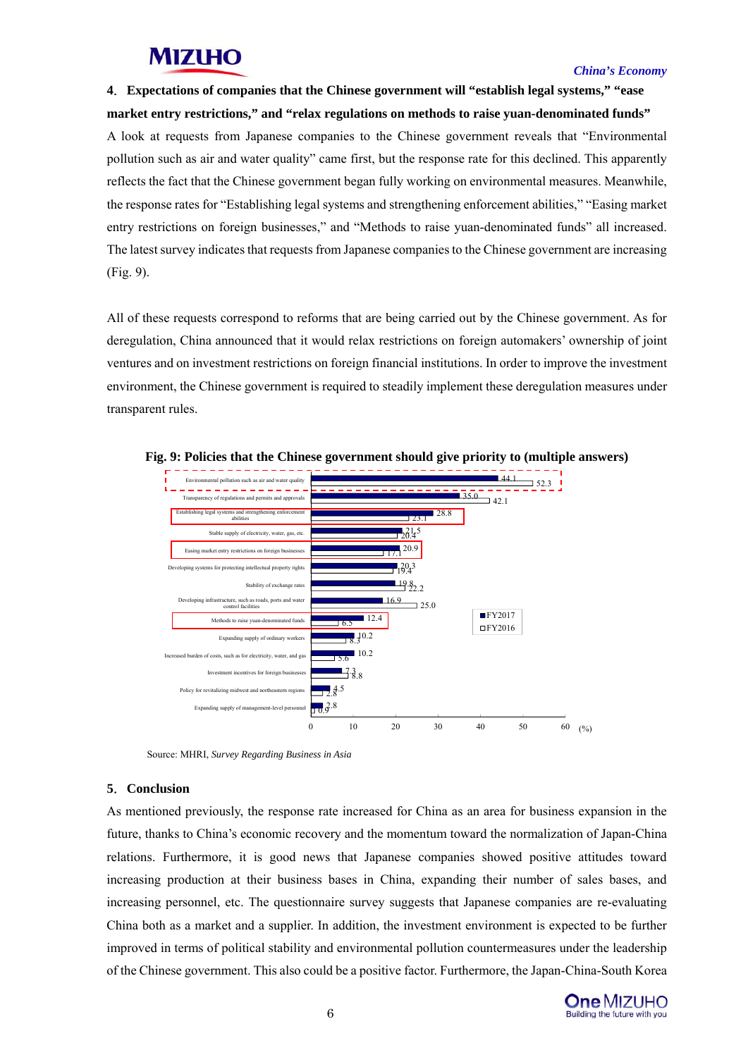## 4. Expectations of companies that the Chinese government will “establish legal systems,” “ease market entry restrictions,” and “relax regulations on methods to raise yuan-denominated funds”

A look at requests from Japanese companies to the Chinese government reveals that “Environmental pollution such as air and water quality” came first, but the response rate for this declined. This apparently reflects the fact that the Chinese government began fully working on environmental measures. Meanwhile, the response rates for “Establishing legal systems and strengthening enforcement abilities,” “Easing market entry restrictions on foreign businesses,” and “Methods to raise yuan-denominated funds” all increased. The latest survey indicates that requests from Japanese companies to the Chinese government are increasing (Fig. 9).

All of these requests correspond to reforms that are being carried out by the Chinese government. As for deregulation, China announced that it would relax restrictions on foreign automakers’ ownership of joint ventures and on investment restrictions on foreign financial institutions. In order to improve the investment environment, the Chinese government is required to steadily implement these deregulation measures under transparent rules.

**Fig. 9: Policies that the Chinese government should give priority to (multiple answers)**

| Policy | FY2017 (%) | FY2016 (%) |
|---|---|---|
| Environmental pollution such as air and water quality | 44.1 | 52.3 |
| Transparency of regulations and permits and approvals | 35.0 | 42.1 |
| Establishing legal systems and strengthening enforcement abilities | 28.8 | 23.1 |
| Stable supply of electricity, water, gas, etc. | 21.5 | 20.4 |
| Easing market entry restrictions on foreign businesses | 20.9 | 17.1 |
| Developing systems for protecting intellectual property rights | 20.3 | 19.4 |
| Stability of exchange rates | 19.8 | 22.2 |
| Developing infrastructure, such as roads, ports and water control facilities | 16.9 | 25.0 |
| Methods to raise yuan-denominated funds | 12.4 | 6.5 |
| Expanding supply of ordinary workers | 10.2 | 8.3 |
| Increased burden of costs, such as for electricity, water, and gas | 10.2 | 5.6 |
| Investment incentives for foreign businesses | 7.3 | 8.8 |
| Policy for revitalizing midwest and northeastern regions | 4.5 | 2.8 |
| Expanding supply of management-level personnel | 2.8 | 0.9 |

Source: MHRI, *Survey Regarding Business in Asia*

## 5. Conclusion

As mentioned previously, the response rate increased for China as an area for business expansion in the future, thanks to China’s economic recovery and the momentum toward the normalization of Japan-China relations. Furthermore, it is good news that Japanese companies showed positive attitudes toward increasing production at their business bases in China, expanding their number of sales bases, and increasing personnel, etc. The questionnaire survey suggests that Japanese companies are re-evaluating China both as a market and a supplier. In addition, the investment environment is expected to be further improved in terms of political stability and environmental pollution countermeasures under the leadership of the Chinese government. This also could be a positive factor. Furthermore, the Japan-China-South Korea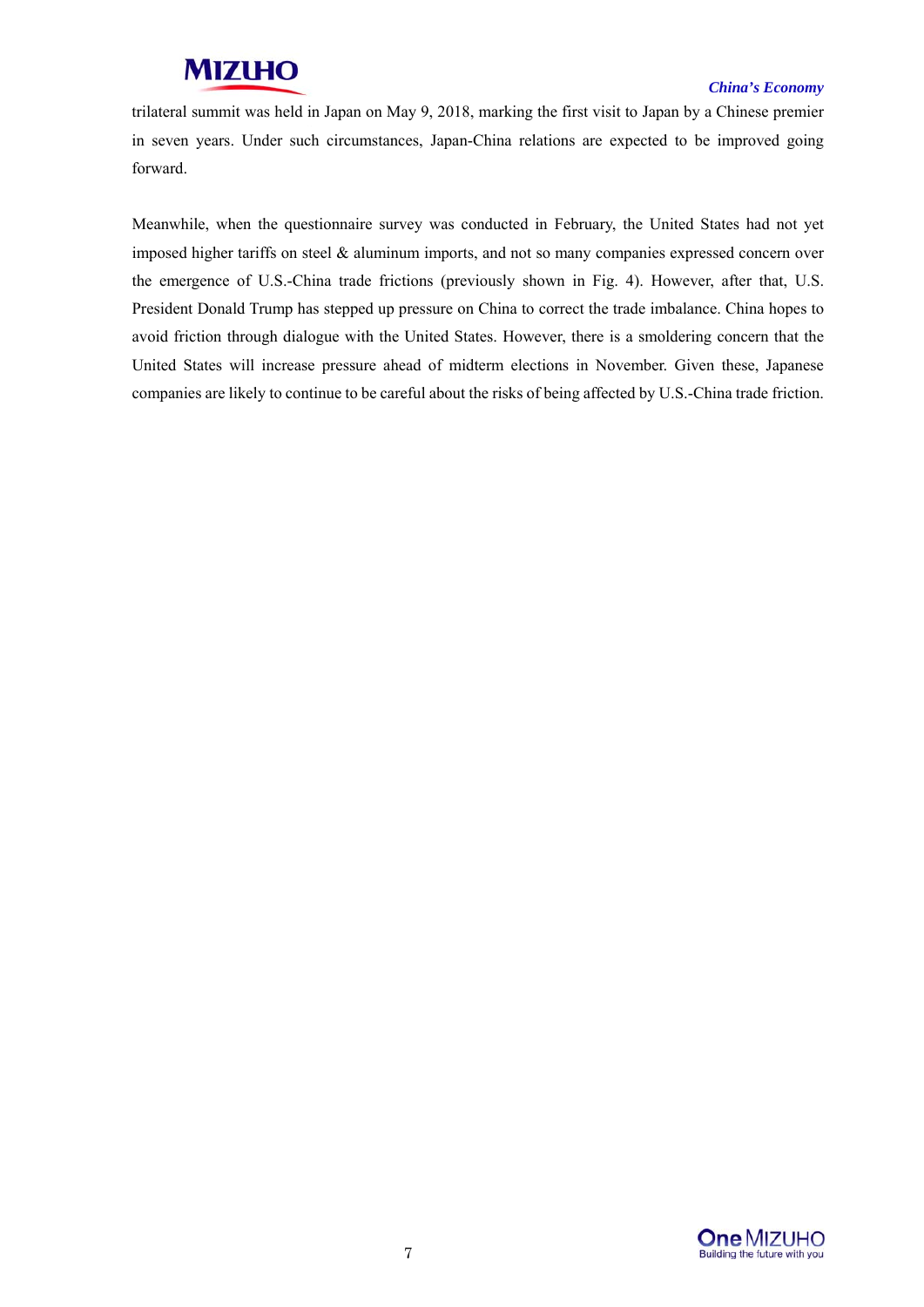trilateral summit was held in Japan on May 9, 2018, marking the first visit to Japan by a Chinese premier in seven years. Under such circumstances, Japan-China relations are expected to be improved going forward.

Meanwhile, when the questionnaire survey was conducted in February, the United States had not yet imposed higher tariffs on steel & aluminum imports, and not so many companies expressed concern over the emergence of U.S.-China trade frictions (previously shown in Fig. 4). However, after that, U.S. President Donald Trump has stepped up pressure on China to correct the trade imbalance. China hopes to avoid friction through dialogue with the United States. However, there is a smoldering concern that the United States will increase pressure ahead of midterm elections in November. Given these, Japanese companies are likely to continue to be careful about the risks of being affected by U.S.-China trade friction.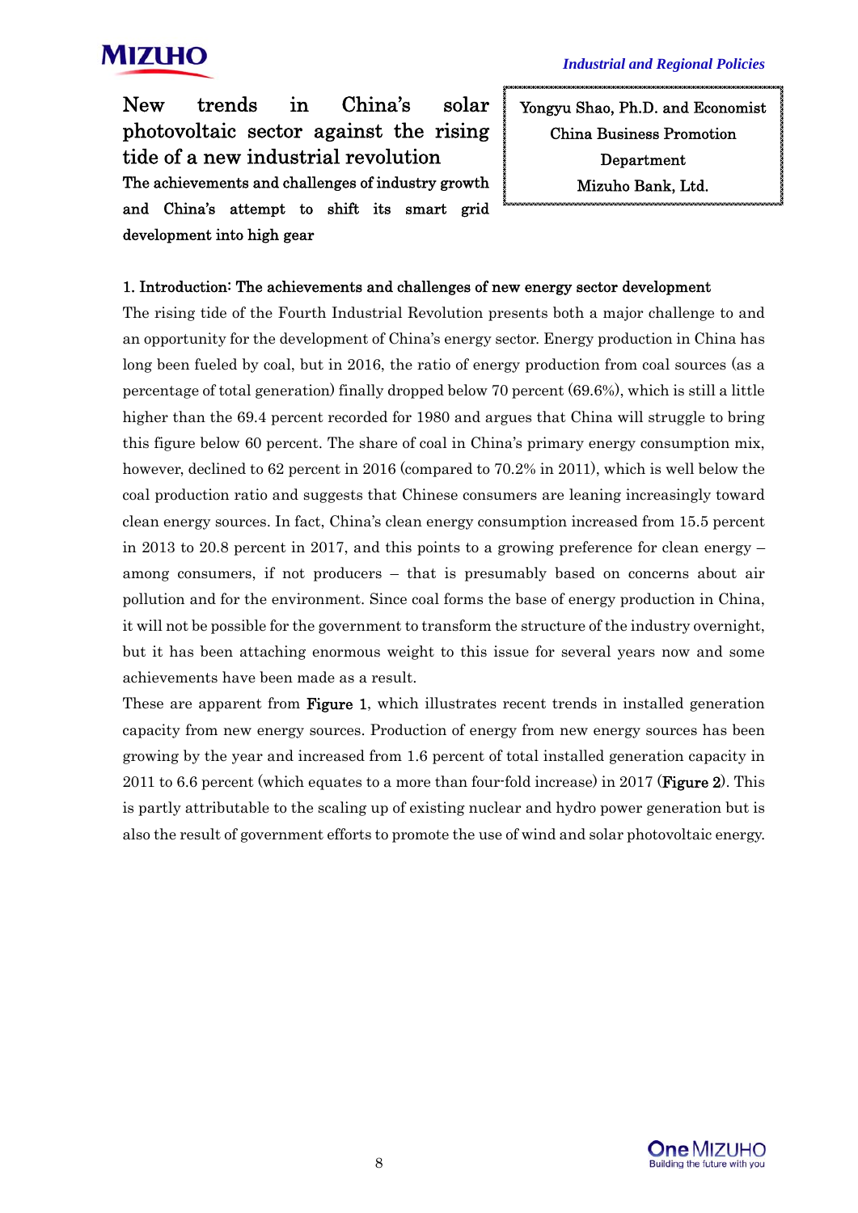# New trends in China's solar photovoltaic sector against the rising tide of a new industrial revolution

**The achievements and challenges of industry growth and China's attempt to shift its smart grid development into high gear**

Yongyu Shao, Ph.D. and Economist
China Business Promotion Department
Mizuho Bank, Ltd.

## 1. Introduction: The achievements and challenges of new energy sector development

The rising tide of the Fourth Industrial Revolution presents both a major challenge to and an opportunity for the development of China's energy sector. Energy production in China has long been fueled by coal, but in 2016, the ratio of energy production from coal sources (as a percentage of total generation) finally dropped below 70 percent (69.6%), which is still a little higher than the 69.4 percent recorded for 1980 and argues that China will struggle to bring this figure below 60 percent. The share of coal in China's primary energy consumption mix, however, declined to 62 percent in 2016 (compared to 70.2% in 2011), which is well below the coal production ratio and suggests that Chinese consumers are leaning increasingly toward clean energy sources. In fact, China's clean energy consumption increased from 15.5 percent in 2013 to 20.8 percent in 2017, and this points to a growing preference for clean energy – among consumers, if not producers – that is presumably based on concerns about air pollution and for the environment. Since coal forms the base of energy production in China, it will not be possible for the government to transform the structure of the industry overnight, but it has been attaching enormous weight to this issue for several years now and some achievements have been made as a result.

These are apparent from **Figure 1**, which illustrates recent trends in installed generation capacity from new energy sources. Production of energy from new energy sources has been growing by the year and increased from 1.6 percent of total installed generation capacity in 2011 to 6.6 percent (which equates to a more than four-fold increase) in 2017 (**Figure 2**). This is partly attributable to the scaling up of existing nuclear and hydro power generation but is also the result of government efforts to promote the use of wind and solar photovoltaic energy.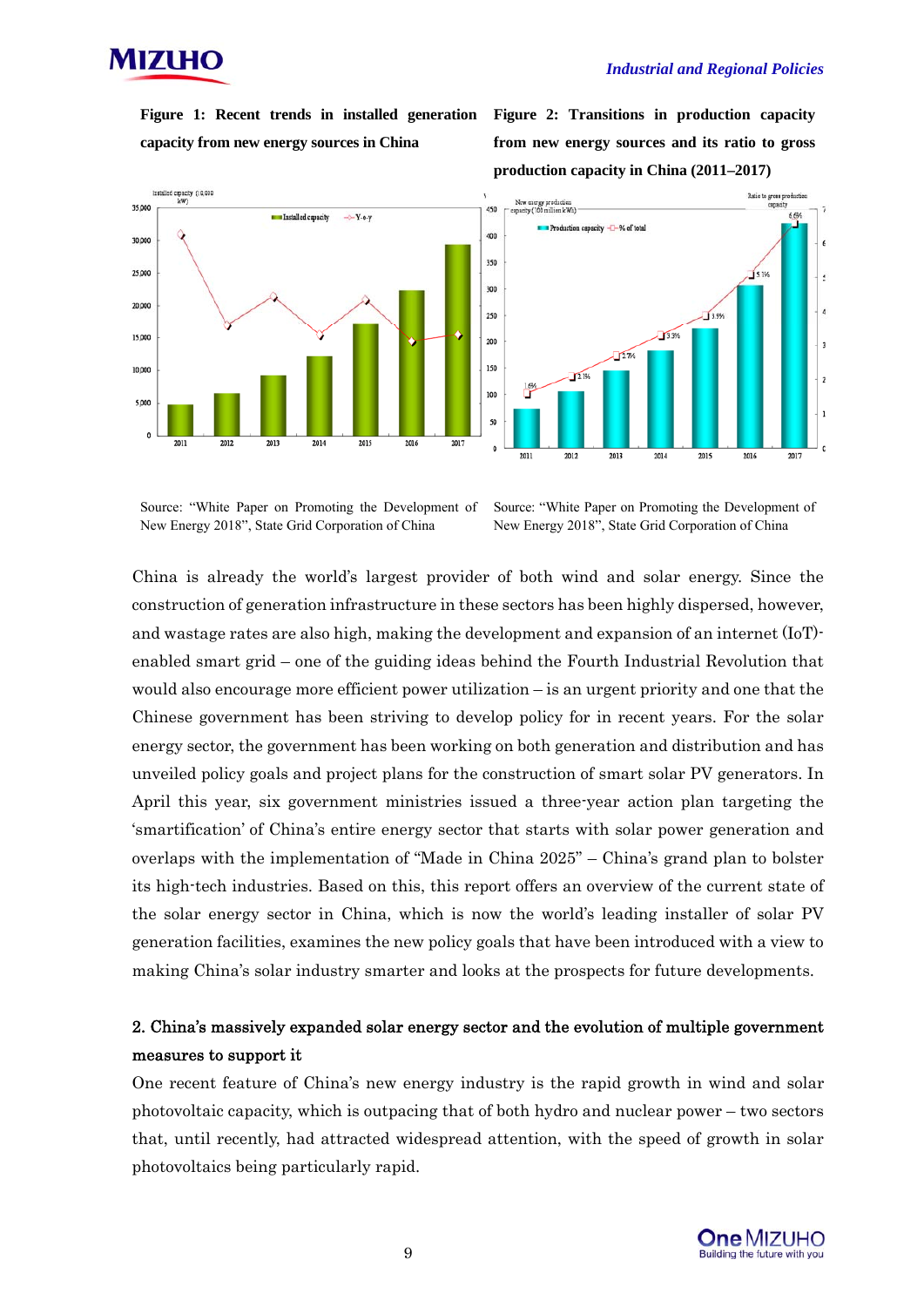**Figure 1: Recent trends in installed generation capacity from new energy sources in China**

Source: "White Paper on Promoting the Development of New Energy 2018", State Grid Corporation of China

**Figure 2: Transitions in production capacity from new energy sources and its ratio to gross production capacity in China (2011–2017)**

Source: "White Paper on Promoting the Development of New Energy 2018", State Grid Corporation of China

China is already the world's largest provider of both wind and solar energy. Since the construction of generation infrastructure in these sectors has been highly dispersed, however, and wastage rates are also high, making the development and expansion of an internet (IoT)-enabled smart grid – one of the guiding ideas behind the Fourth Industrial Revolution that would also encourage more efficient power utilization – is an urgent priority and one that the Chinese government has been striving to develop policy for in recent years. For the solar energy sector, the government has been working on both generation and distribution and has unveiled policy goals and project plans for the construction of smart solar PV generators. In April this year, six government ministries issued a three-year action plan targeting the 'smartification' of China's entire energy sector that starts with solar power generation and overlaps with the implementation of "Made in China 2025" – China's grand plan to bolster its high-tech industries. Based on this, this report offers an overview of the current state of the solar energy sector in China, which is now the world's leading installer of solar PV generation facilities, examines the new policy goals that have been introduced with a view to making China's solar industry smarter and looks at the prospects for future developments.

## 2. China's massively expanded solar energy sector and the evolution of multiple government measures to support it

One recent feature of China's new energy industry is the rapid growth in wind and solar photovoltaic capacity, which is outpacing that of both hydro and nuclear power – two sectors that, until recently, had attracted widespread attention, with the speed of growth in solar photovoltaics being particularly rapid.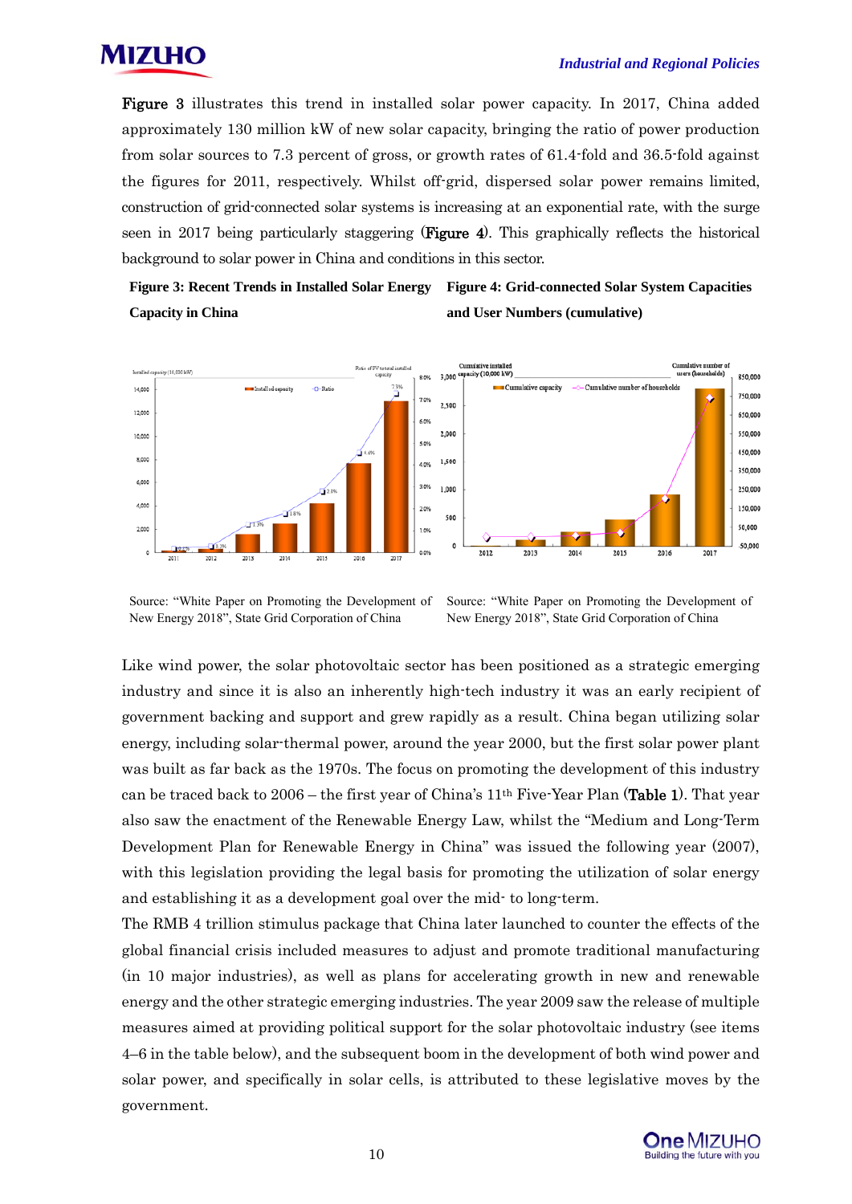Figure 3 illustrates this trend in installed solar power capacity. In 2017, China added approximately 130 million kW of new solar capacity, bringing the ratio of power production from solar sources to 7.3 percent of gross, or growth rates of 61.4-fold and 36.5-fold against the figures for 2011, respectively. Whilst off-grid, dispersed solar power remains limited, construction of grid-connected solar systems is increasing at an exponential rate, with the surge seen in 2017 being particularly staggering (Figure 4). This graphically reflects the historical background to solar power in China and conditions in this sector.

**Figure 3: Recent Trends in Installed Solar Energy Capacity in China**

Source: "White Paper on Promoting the Development of New Energy 2018", State Grid Corporation of China

**Figure 4: Grid-connected Solar System Capacities and User Numbers (cumulative)**

Source: "White Paper on Promoting the Development of New Energy 2018", State Grid Corporation of China

Like wind power, the solar photovoltaic sector has been positioned as a strategic emerging industry and since it is also an inherently high-tech industry it was an early recipient of government backing and support and grew rapidly as a result. China began utilizing solar energy, including solar-thermal power, around the year 2000, but the first solar power plant was built as far back as the 1970s. The focus on promoting the development of this industry can be traced back to 2006 – the first year of China's 11th Five-Year Plan (Table 1). That year also saw the enactment of the Renewable Energy Law, whilst the "Medium and Long-Term Development Plan for Renewable Energy in China" was issued the following year (2007), with this legislation providing the legal basis for promoting the utilization of solar energy and establishing it as a development goal over the mid- to long-term.

The RMB 4 trillion stimulus package that China later launched to counter the effects of the global financial crisis included measures to adjust and promote traditional manufacturing (in 10 major industries), as well as plans for accelerating growth in new and renewable energy and the other strategic emerging industries. The year 2009 saw the release of multiple measures aimed at providing political support for the solar photovoltaic industry (see items 4–6 in the table below), and the subsequent boom in the development of both wind power and solar power, and specifically in solar cells, is attributed to these legislative moves by the government.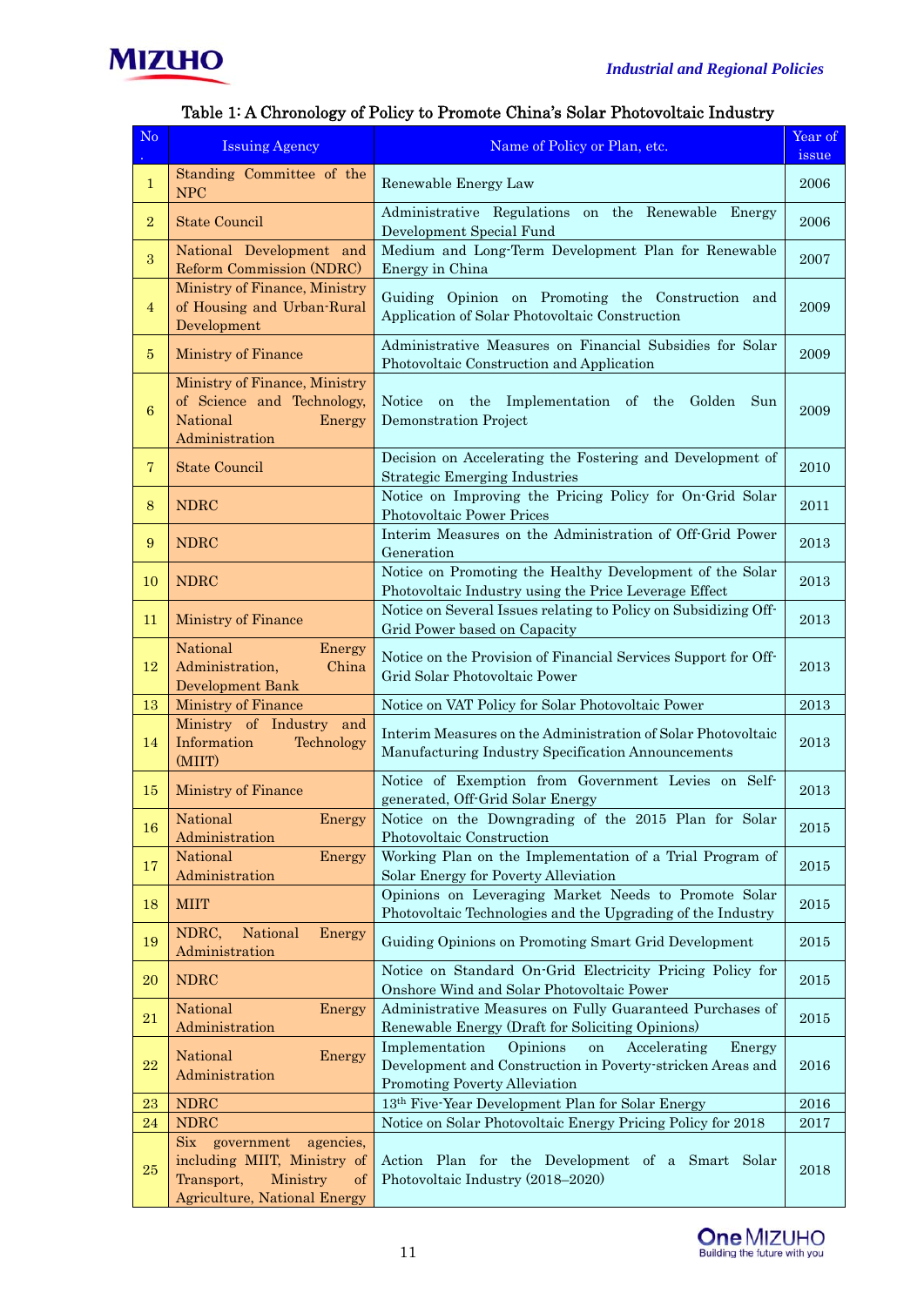Table 1: A Chronology of Policy to Promote China's Solar Photovoltaic Industry

| No. | Issuing Agency | Name of Policy or Plan, etc. | Year of issue |
|---|---|---|---|
| 1 | Standing Committee of the NPC | Renewable Energy Law | 2006 |
| 2 | State Council | Administrative Regulations on the Renewable Energy Development Special Fund | 2006 |
| 3 | National Development and Reform Commission (NDRC) | Medium and Long-Term Development Plan for Renewable Energy in China | 2007 |
| 4 | Ministry of Finance, Ministry of Housing and Urban-Rural Development | Guiding Opinion on Promoting the Construction and Application of Solar Photovoltaic Construction | 2009 |
| 5 | Ministry of Finance | Administrative Measures on Financial Subsidies for Solar Photovoltaic Construction and Application | 2009 |
| 6 | Ministry of Finance, Ministry of Science and Technology, National Energy Administration | Notice on the Implementation of the Golden Sun Demonstration Project | 2009 |
| 7 | State Council | Decision on Accelerating the Fostering and Development of Strategic Emerging Industries | 2010 |
| 8 | NDRC | Notice on Improving the Pricing Policy for On-Grid Solar Photovoltaic Power Prices | 2011 |
| 9 | NDRC | Interim Measures on the Administration of Off-Grid Power Generation | 2013 |
| 10 | NDRC | Notice on Promoting the Healthy Development of the Solar Photovoltaic Industry using the Price Leverage Effect | 2013 |
| 11 | Ministry of Finance | Notice on Several Issues relating to Policy on Subsidizing Off-Grid Power based on Capacity | 2013 |
| 12 | National Energy Administration, China Development Bank | Notice on the Provision of Financial Services Support for Off-Grid Solar Photovoltaic Power | 2013 |
| 13 | Ministry of Finance | Notice on VAT Policy for Solar Photovoltaic Power | 2013 |
| 14 | Ministry of Industry and Information Technology (MIIT) | Interim Measures on the Administration of Solar Photovoltaic Manufacturing Industry Specification Announcements | 2013 |
| 15 | Ministry of Finance | Notice of Exemption from Government Levies on Self-generated, Off-Grid Solar Energy | 2013 |
| 16 | National Energy Administration | Notice on the Downgrading of the 2015 Plan for Solar Photovoltaic Construction | 2015 |
| 17 | National Energy Administration | Working Plan on the Implementation of a Trial Program of Solar Energy for Poverty Alleviation | 2015 |
| 18 | MIIT | Opinions on Leveraging Market Needs to Promote Solar Photovoltaic Technologies and the Upgrading of the Industry | 2015 |
| 19 | NDRC, National Energy Administration | Guiding Opinions on Promoting Smart Grid Development | 2015 |
| 20 | NDRC | Notice on Standard On-Grid Electricity Pricing Policy for Onshore Wind and Solar Photovoltaic Power | 2015 |
| 21 | National Energy Administration | Administrative Measures on Fully Guaranteed Purchases of Renewable Energy (Draft for Soliciting Opinions) | 2015 |
| 22 | National Energy Administration | Implementation Opinions on Accelerating Energy Development and Construction in Poverty-stricken Areas and Promoting Poverty Alleviation | 2016 |
| 23 | NDRC | 13th Five-Year Development Plan for Solar Energy | 2016 |
| 24 | NDRC | Notice on Solar Photovoltaic Energy Pricing Policy for 2018 | 2017 |
| 25 | Six government agencies, including MIIT, Ministry of Transport, Ministry of Agriculture, National Energy | Action Plan for the Development of a Smart Solar Photovoltaic Industry (2018–2020) | 2018 |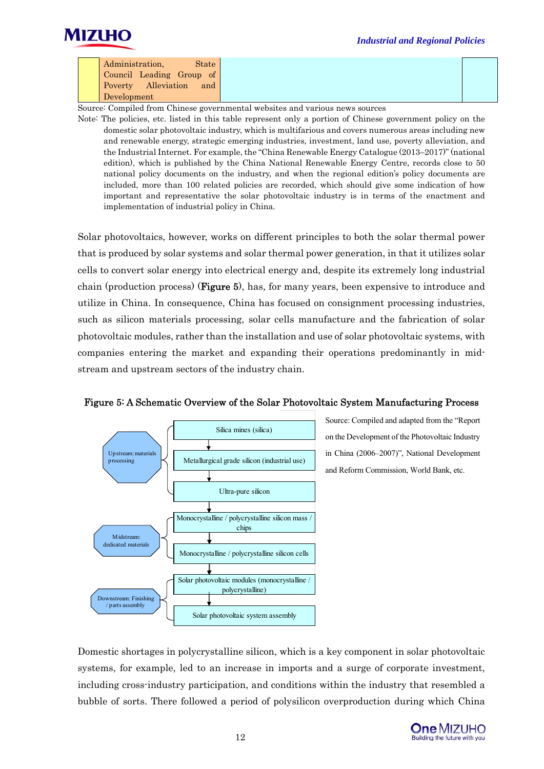| | Administration, State Council Leading Group of Poverty Alleviation and Development | | |
|---|---|---|---|

Source: Compiled from Chinese governmental websites and various news sources

Note: The policies, etc. listed in this table represent only a portion of Chinese government policy on the domestic solar photovoltaic industry, which is multifarious and covers numerous areas including new and renewable energy, strategic emerging industries, investment, land use, poverty alleviation, and the Industrial Internet. For example, the "China Renewable Energy Catalogue (2013–2017)" (national edition), which is published by the China National Renewable Energy Centre, records close to 50 national policy documents on the industry, and when the regional edition's policy documents are included, more than 100 related policies are recorded, which should give some indication of how important and representative the solar photovoltaic industry is in terms of the enactment and implementation of industrial policy in China.

Solar photovoltaics, however, works on different principles to both the solar thermal power that is produced by solar systems and solar thermal power generation, in that it utilizes solar cells to convert solar energy into electrical energy and, despite its extremely long industrial chain (production process) (**Figure 5**), has, for many years, been expensive to introduce and utilize in China. In consequence, China has focused on consignment processing industries, such as silicon materials processing, solar cells manufacture and the fabrication of solar photovoltaic modules, rather than the installation and use of solar photovoltaic systems, with companies entering the market and expanding their operations predominantly in mid-stream and upstream sectors of the industry chain.

**Figure 5: A Schematic Overview of the Solar Photovoltaic System Manufacturing Process**

| Stage | Process |
|---|---|
| Upstream: materials processing | Silica mines (silica) |
| | ↓ Metallurgical grade silicon (industrial use) |
| | ↓ Ultra-pure silicon |
| Midstream: dedicated materials | ↓ Monocrystalline / polycrystalline silicon mass / chips |
| | ↓ Monocrystalline / polycrystalline silicon cells |
| Downstream: Finishing / parts assembly | ↓ Solar photovoltaic modules (monocrystalline / polycrystalline) |
| | ↓ Solar photovoltaic system assembly |

Source: Compiled and adapted from the "Report on the Development of the Photovoltaic Industry in China (2006–2007)", National Development and Reform Commission, World Bank, etc.

Domestic shortages in polycrystalline silicon, which is a key component in solar photovoltaic systems, for example, led to an increase in imports and a surge of corporate investment, including cross-industry participation, and conditions within the industry that resembled a bubble of sorts. There followed a period of polysilicon overproduction during which China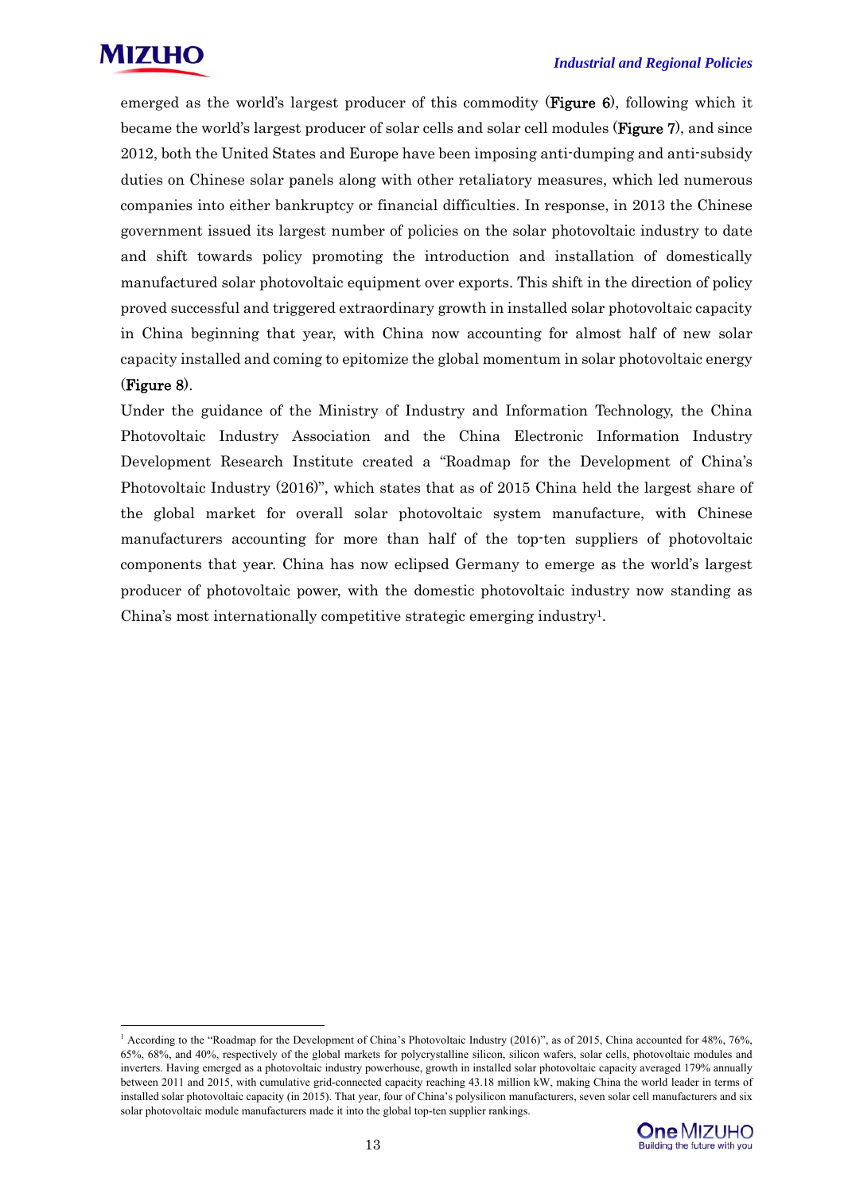emerged as the world's largest producer of this commodity (**Figure 6**), following which it became the world's largest producer of solar cells and solar cell modules (**Figure 7**), and since 2012, both the United States and Europe have been imposing anti-dumping and anti-subsidy duties on Chinese solar panels along with other retaliatory measures, which led numerous companies into either bankruptcy or financial difficulties. In response, in 2013 the Chinese government issued its largest number of policies on the solar photovoltaic industry to date and shift towards policy promoting the introduction and installation of domestically manufactured solar photovoltaic equipment over exports. This shift in the direction of policy proved successful and triggered extraordinary growth in installed solar photovoltaic capacity in China beginning that year, with China now accounting for almost half of new solar capacity installed and coming to epitomize the global momentum in solar photovoltaic energy (**Figure 8**).

Under the guidance of the Ministry of Industry and Information Technology, the China Photovoltaic Industry Association and the China Electronic Information Industry Development Research Institute created a "Roadmap for the Development of China's Photovoltaic Industry (2016)", which states that as of 2015 China held the largest share of the global market for overall solar photovoltaic system manufacture, with Chinese manufacturers accounting for more than half of the top-ten suppliers of photovoltaic components that year. China has now eclipsed Germany to emerge as the world's largest producer of photovoltaic power, with the domestic photovoltaic industry now standing as China's most internationally competitive strategic emerging industry[1].

---

[1] According to the "Roadmap for the Development of China's Photovoltaic Industry (2016)", as of 2015, China accounted for 48%, 76%, 65%, 68%, and 40%, respectively of the global markets for polycrystalline silicon, silicon wafers, solar cells, photovoltaic modules and inverters. Having emerged as a photovoltaic industry powerhouse, growth in installed solar photovoltaic capacity averaged 179% annually between 2011 and 2015, with cumulative grid-connected capacity reaching 43.18 million kW, making China the world leader in terms of installed solar photovoltaic capacity (in 2015). That year, four of China's polysilicon manufacturers, seven solar cell manufacturers and six solar photovoltaic module manufacturers made it into the global top-ten supplier rankings.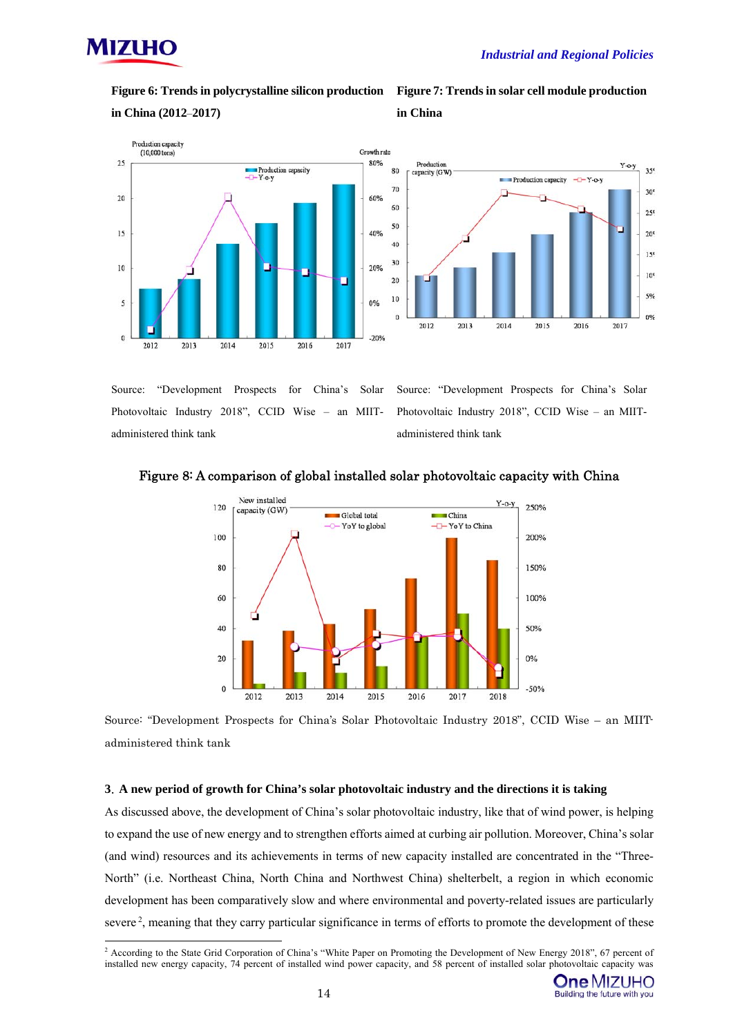**Figure 6: Trends in polycrystalline silicon production in China (2012–2017)**

Source: "Development Prospects for China's Solar Photovoltaic Industry 2018", CCID Wise – an MIIT-administered think tank

**Figure 7: Trends in solar cell module production in China**

Source: "Development Prospects for China's Solar Photovoltaic Industry 2018", CCID Wise – an MIIT-administered think tank

**Figure 8: A comparison of global installed solar photovoltaic capacity with China**

Source: "Development Prospects for China's Solar Photovoltaic Industry 2018", CCID Wise – an MIIT-administered think tank

### 3. A new period of growth for China's solar photovoltaic industry and the directions it is taking

As discussed above, the development of China's solar photovoltaic industry, like that of wind power, is helping to expand the use of new energy and to strengthen efforts aimed at curbing air pollution. Moreover, China's solar (and wind) resources and its achievements in terms of new capacity installed are concentrated in the "Three-North" (i.e. Northeast China, North China and Northwest China) shelterbelt, a region in which economic development has been comparatively slow and where environmental and poverty-related issues are particularly severe [2], meaning that they carry particular significance in terms of efforts to promote the development of these

---

[2] According to the State Grid Corporation of China's "White Paper on Promoting the Development of New Energy 2018", 67 percent of installed new energy capacity, 74 percent of installed wind power capacity, and 58 percent of installed solar photovoltaic capacity was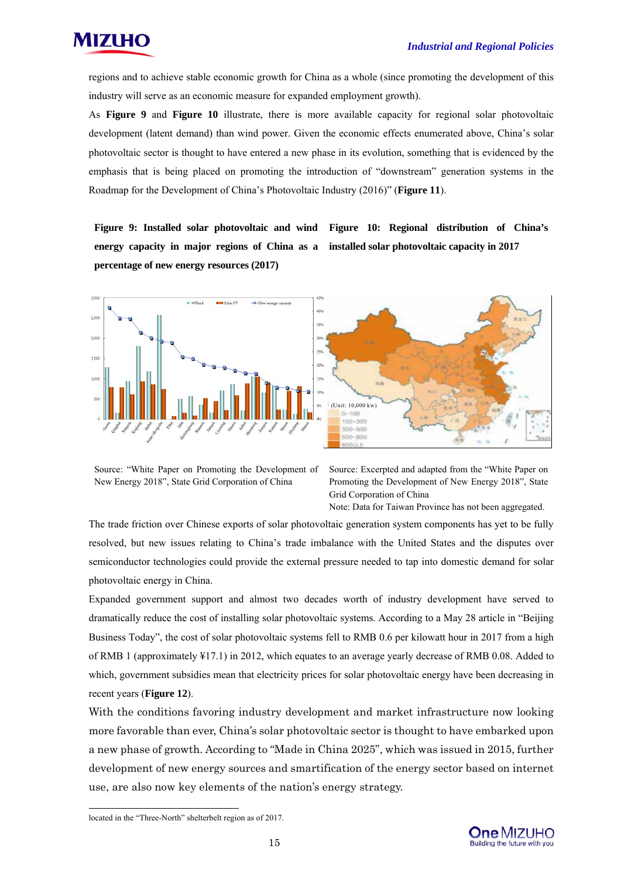regions and to achieve stable economic growth for China as a whole (since promoting the development of this industry will serve as an economic measure for expanded employment growth).

As **Figure 9** and **Figure 10** illustrate, there is more available capacity for regional solar photovoltaic development (latent demand) than wind power. Given the economic effects enumerated above, China's solar photovoltaic sector is thought to have entered a new phase in its evolution, something that is evidenced by the emphasis that is being placed on promoting the introduction of "downstream" generation systems in the Roadmap for the Development of China's Photovoltaic Industry (2016)" (**Figure 11**).

**Figure 9: Installed solar photovoltaic and wind energy capacity in major regions of China as a percentage of new energy resources (2017)**

Source: "White Paper on Promoting the Development of New Energy 2018", State Grid Corporation of China

**Figure 10: Regional distribution of China's installed solar photovoltaic capacity in 2017**

Source: Excerpted and adapted from the "White Paper on Promoting the Development of New Energy 2018", State Grid Corporation of China

Note: Data for Taiwan Province has not been aggregated.

The trade friction over Chinese exports of solar photovoltaic generation system components has yet to be fully resolved, but new issues relating to China's trade imbalance with the United States and the disputes over semiconductor technologies could provide the external pressure needed to tap into domestic demand for solar photovoltaic energy in China.

Expanded government support and almost two decades worth of industry development have served to dramatically reduce the cost of installing solar photovoltaic systems. According to a May 28 article in "Beijing Business Today", the cost of solar photovoltaic systems fell to RMB 0.6 per kilowatt hour in 2017 from a high of RMB 1 (approximately ¥17.1) in 2012, which equates to an average yearly decrease of RMB 0.08. Added to which, government subsidies mean that electricity prices for solar photovoltaic energy have been decreasing in recent years (**Figure 12**).

With the conditions favoring industry development and market infrastructure now looking more favorable than ever, China's solar photovoltaic sector is thought to have embarked upon a new phase of growth. According to "Made in China 2025", which was issued in 2015, further development of new energy sources and smartification of the energy sector based on internet use, are also now key elements of the nation's energy strategy.

---

located in the "Three-North" shelterbelt region as of 2017.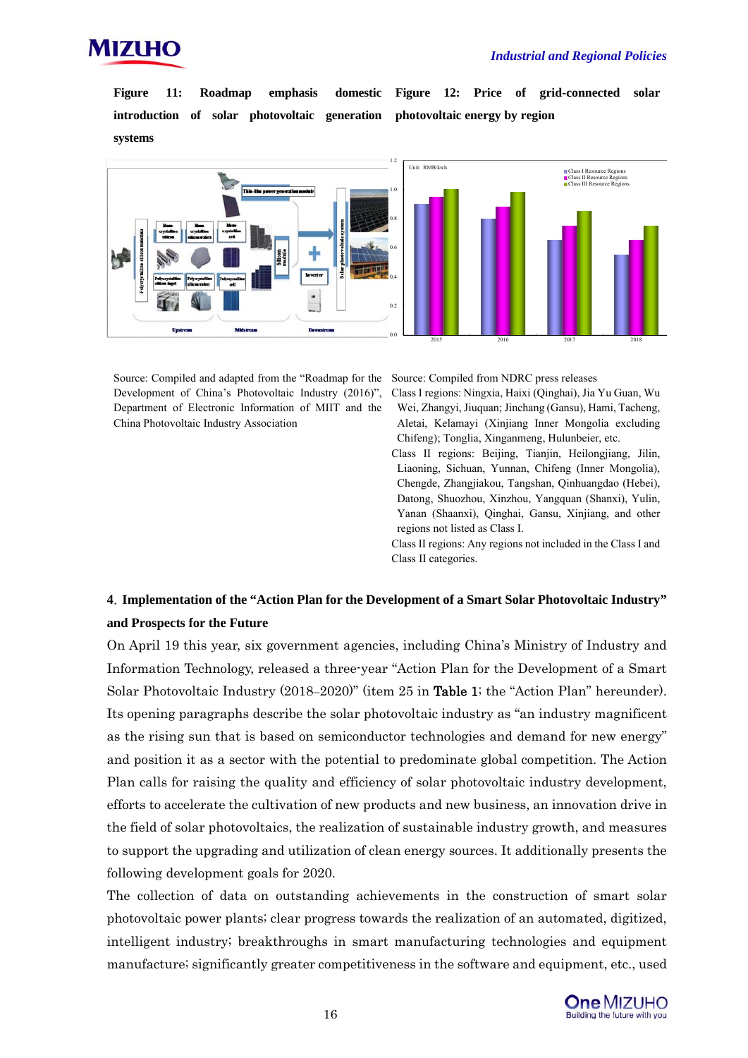**Figure 11: Roadmap emphasis domestic introduction of solar photovoltaic generation systems**

**Figure 12: Price of grid-connected solar photovoltaic energy by region**

Source: Compiled and adapted from the "Roadmap for the Development of China's Photovoltaic Industry (2016)", Department of Electronic Information of MIIT and the China Photovoltaic Industry Association

Source: Compiled from NDRC press releases

Class I regions: Ningxia, Haixi (Qinghai), Jia Yu Guan, Wu Wei, Zhangyi, Jiuquan; Jinchang (Gansu), Hami, Tacheng, Aletai, Kelamayi (Xinjiang Inner Mongolia excluding Chifeng); Tonglia, Xinganmeng, Hulunbeier, etc.

Class II regions: Beijing, Tianjin, Heilongjiang, Jilin, Liaoning, Sichuan, Yunnan, Chifeng (Inner Mongolia), Chengde, Zhangjiakou, Tangshan, Qinhuangdao (Hebei), Datong, Shuozhou, Xinzhou, Yangquan (Shanxi), Yulin, Yanan (Shaanxi), Qinghai, Gansu, Xinjiang, and other regions not listed as Class I.

Class II regions: Any regions not included in the Class I and Class II categories.

## 4. Implementation of the "Action Plan for the Development of a Smart Solar Photovoltaic Industry" and Prospects for the Future

On April 19 this year, six government agencies, including China's Ministry of Industry and Information Technology, released a three-year "Action Plan for the Development of a Smart Solar Photovoltaic Industry (2018–2020)" (item 25 in Table 1; the "Action Plan" hereunder). Its opening paragraphs describe the solar photovoltaic industry as "an industry magnificent as the rising sun that is based on semiconductor technologies and demand for new energy" and position it as a sector with the potential to predominate global competition. The Action Plan calls for raising the quality and efficiency of solar photovoltaic industry development, efforts to accelerate the cultivation of new products and new business, an innovation drive in the field of solar photovoltaics, the realization of sustainable industry growth, and measures to support the upgrading and utilization of clean energy sources. It additionally presents the following development goals for 2020.

The collection of data on outstanding achievements in the construction of smart solar photovoltaic power plants; clear progress towards the realization of an automated, digitized, intelligent industry; breakthroughs in smart manufacturing technologies and equipment manufacture; significantly greater competitiveness in the software and equipment, etc., used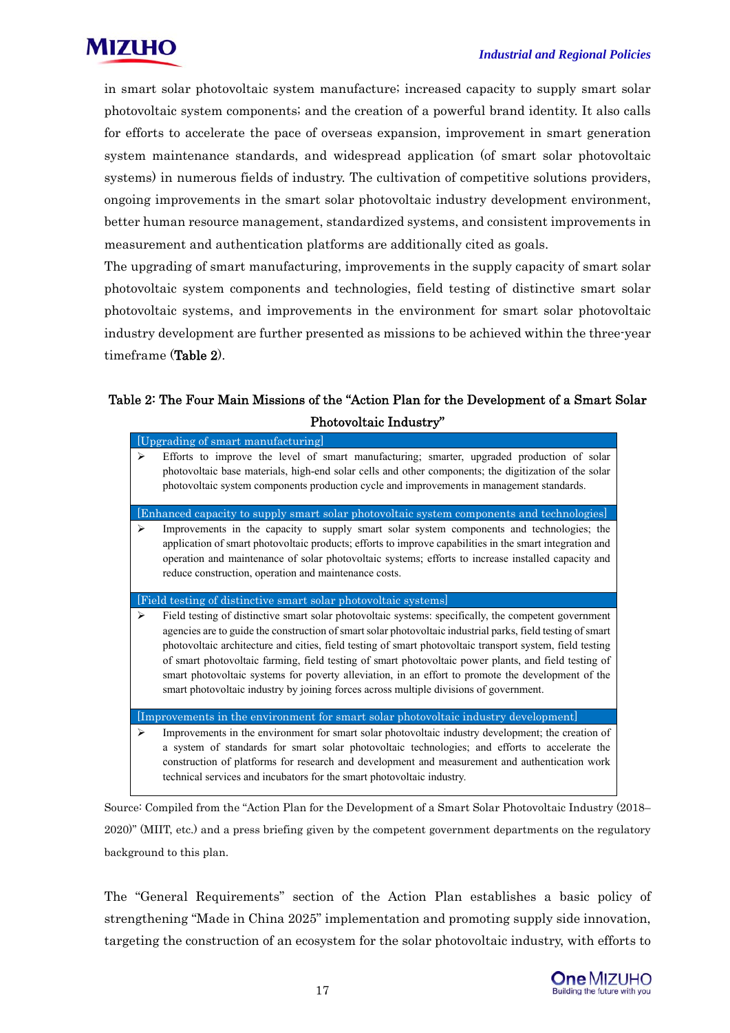in smart solar photovoltaic system manufacture; increased capacity to supply smart solar photovoltaic system components; and the creation of a powerful brand identity. It also calls for efforts to accelerate the pace of overseas expansion, improvement in smart generation system maintenance standards, and widespread application (of smart solar photovoltaic systems) in numerous fields of industry. The cultivation of competitive solutions providers, ongoing improvements in the smart solar photovoltaic industry development environment, better human resource management, standardized systems, and consistent improvements in measurement and authentication platforms are additionally cited as goals.

The upgrading of smart manufacturing, improvements in the supply capacity of smart solar photovoltaic system components and technologies, field testing of distinctive smart solar photovoltaic systems, and improvements in the environment for smart solar photovoltaic industry development are further presented as missions to be achieved within the three-year timeframe (**Table 2**).

**Table 2: The Four Main Missions of the "Action Plan for the Development of a Smart Solar Photovoltaic Industry"**

| [Upgrading of smart manufacturing] |
|---|
| ➢ Efforts to improve the level of smart manufacturing; smarter, upgraded production of solar photovoltaic base materials, high-end solar cells and other components; the digitization of the solar photovoltaic system components production cycle and improvements in management standards. |
| [Enhanced capacity to supply smart solar photovoltaic system components and technologies] |
| ➢ Improvements in the capacity to supply smart solar system components and technologies; the application of smart photovoltaic products; efforts to improve capabilities in the smart integration and operation and maintenance of solar photovoltaic systems; efforts to increase installed capacity and reduce construction, operation and maintenance costs. |
| [Field testing of distinctive smart solar photovoltaic systems] |
| ➢ Field testing of distinctive smart solar photovoltaic systems: specifically, the competent government agencies are to guide the construction of smart solar photovoltaic industrial parks, field testing of smart photovoltaic architecture and cities, field testing of smart photovoltaic transport system, field testing of smart photovoltaic farming, field testing of smart photovoltaic power plants, and field testing of smart photovoltaic systems for poverty alleviation, in an effort to promote the development of the smart photovoltaic industry by joining forces across multiple divisions of government. |
| [Improvements in the environment for smart solar photovoltaic industry development] |
| ➢ Improvements in the environment for smart solar photovoltaic industry development; the creation of a system of standards for smart solar photovoltaic technologies; and efforts to accelerate the construction of platforms for research and development and measurement and authentication work technical services and incubators for the smart photovoltaic industry. |

Source: Compiled from the "Action Plan for the Development of a Smart Solar Photovoltaic Industry (2018–2020)" (MIIT, etc.) and a press briefing given by the competent government departments on the regulatory background to this plan.

The "General Requirements" section of the Action Plan establishes a basic policy of strengthening "Made in China 2025" implementation and promoting supply side innovation, targeting the construction of an ecosystem for the solar photovoltaic industry, with efforts to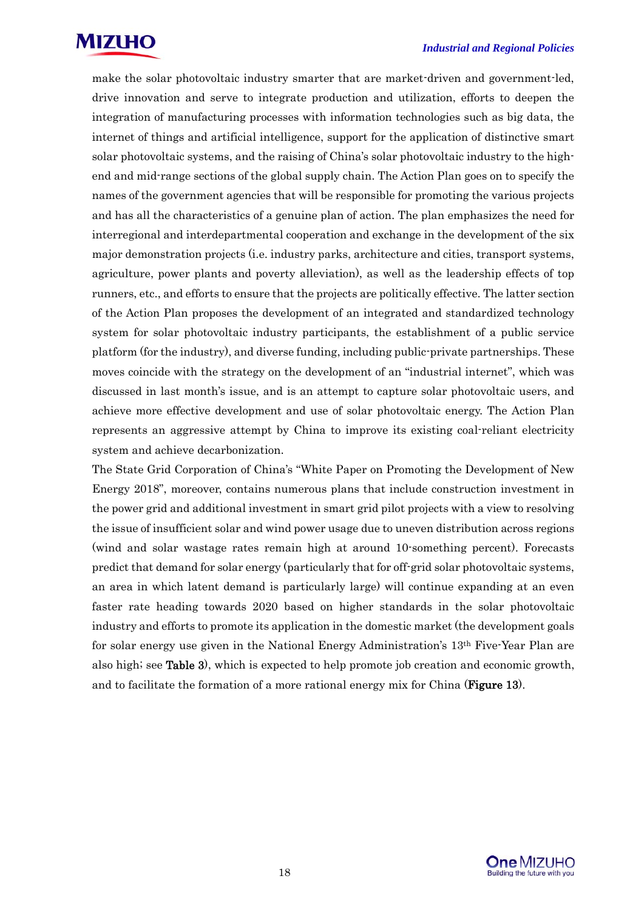make the solar photovoltaic industry smarter that are market-driven and government-led, drive innovation and serve to integrate production and utilization, efforts to deepen the integration of manufacturing processes with information technologies such as big data, the internet of things and artificial intelligence, support for the application of distinctive smart solar photovoltaic systems, and the raising of China's solar photovoltaic industry to the high-end and mid-range sections of the global supply chain. The Action Plan goes on to specify the names of the government agencies that will be responsible for promoting the various projects and has all the characteristics of a genuine plan of action. The plan emphasizes the need for interregional and interdepartmental cooperation and exchange in the development of the six major demonstration projects (i.e. industry parks, architecture and cities, transport systems, agriculture, power plants and poverty alleviation), as well as the leadership effects of top runners, etc., and efforts to ensure that the projects are politically effective. The latter section of the Action Plan proposes the development of an integrated and standardized technology system for solar photovoltaic industry participants, the establishment of a public service platform (for the industry), and diverse funding, including public-private partnerships. These moves coincide with the strategy on the development of an "industrial internet", which was discussed in last month's issue, and is an attempt to capture solar photovoltaic users, and achieve more effective development and use of solar photovoltaic energy. The Action Plan represents an aggressive attempt by China to improve its existing coal-reliant electricity system and achieve decarbonization.

The State Grid Corporation of China's "White Paper on Promoting the Development of New Energy 2018", moreover, contains numerous plans that include construction investment in the power grid and additional investment in smart grid pilot projects with a view to resolving the issue of insufficient solar and wind power usage due to uneven distribution across regions (wind and solar wastage rates remain high at around 10-something percent). Forecasts predict that demand for solar energy (particularly that for off-grid solar photovoltaic systems, an area in which latent demand is particularly large) will continue expanding at an even faster rate heading towards 2020 based on higher standards in the solar photovoltaic industry and efforts to promote its application in the domestic market (the development goals for solar energy use given in the National Energy Administration's 13th Five-Year Plan are also high; see **Table 3**), which is expected to help promote job creation and economic growth, and to facilitate the formation of a more rational energy mix for China (**Figure 13**).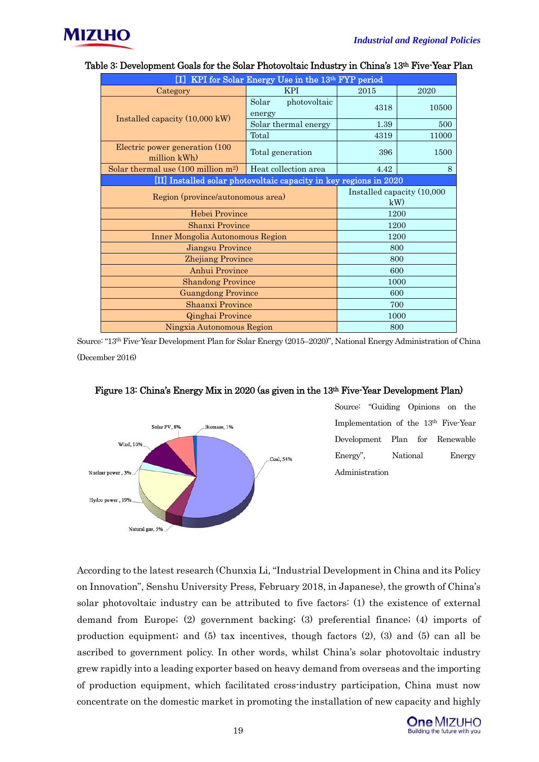**Table 3: Development Goals for the Solar Photovoltaic Industry in China's 13th Five-Year Plan**

| [I] KPI for Solar Energy Use in the 13th FYP period | | | |
|---|---|---|---|
| Category | KPI | 2015 | 2020 |
| Installed capacity (10,000 kW) | Solar photovoltaic energy | 4318 | 10500 |
| | Solar thermal energy | 1.39 | 500 |
| | Total | 4319 | 11000 |
| Electric power generation (100 million kWh) | Total generation | 396 | 1500 |
| Solar thermal use (100 million m²) | Heat collection area | 4.42 | 8 |

| [II] Installed solar photovoltaic capacity in key regions in 2020 | |
|---|---|
| Region (province/autonomous area) | Installed capacity (10,000 kW) |
| Hebei Province | 1200 |
| Shanxi Province | 1200 |
| Inner Mongolia Autonomous Region | 1200 |
| Jiangsu Province | 800 |
| Zhejiang Province | 800 |
| Anhui Province | 600 |
| Shandong Province | 1000 |
| Guangdong Province | 600 |
| Shaanxi Province | 700 |
| Qinghai Province | 1000 |
| Ningxia Autonomous Region | 800 |

Source: "13th Five-Year Development Plan for Solar Energy (2015–2020)", National Energy Administration of China (December 2016)

**Figure 13: China's Energy Mix in 2020 (as given in the 13th Five-Year Development Plan)**

Coal, 54%; Hydro power, 19%; Wind, 10%; Solar PV, 8%; Natural gas, 5%; Nuclear power, 3%; Biomass, 1%

Source: "Guiding Opinions on the Implementation of the 13th Five-Year Development Plan for Renewable Energy", National Energy Administration

According to the latest research (Chunxia Li, "Industrial Development in China and its Policy on Innovation", Senshu University Press, February 2018, in Japanese), the growth of China's solar photovoltaic industry can be attributed to five factors: (1) the existence of external demand from Europe; (2) government backing; (3) preferential finance; (4) imports of production equipment; and (5) tax incentives, though factors (2), (3) and (5) can all be ascribed to government policy. In other words, whilst China's solar photovoltaic industry grew rapidly into a leading exporter based on heavy demand from overseas and the importing of production equipment, which facilitated cross-industry participation, China must now concentrate on the domestic market in promoting the installation of new capacity and highly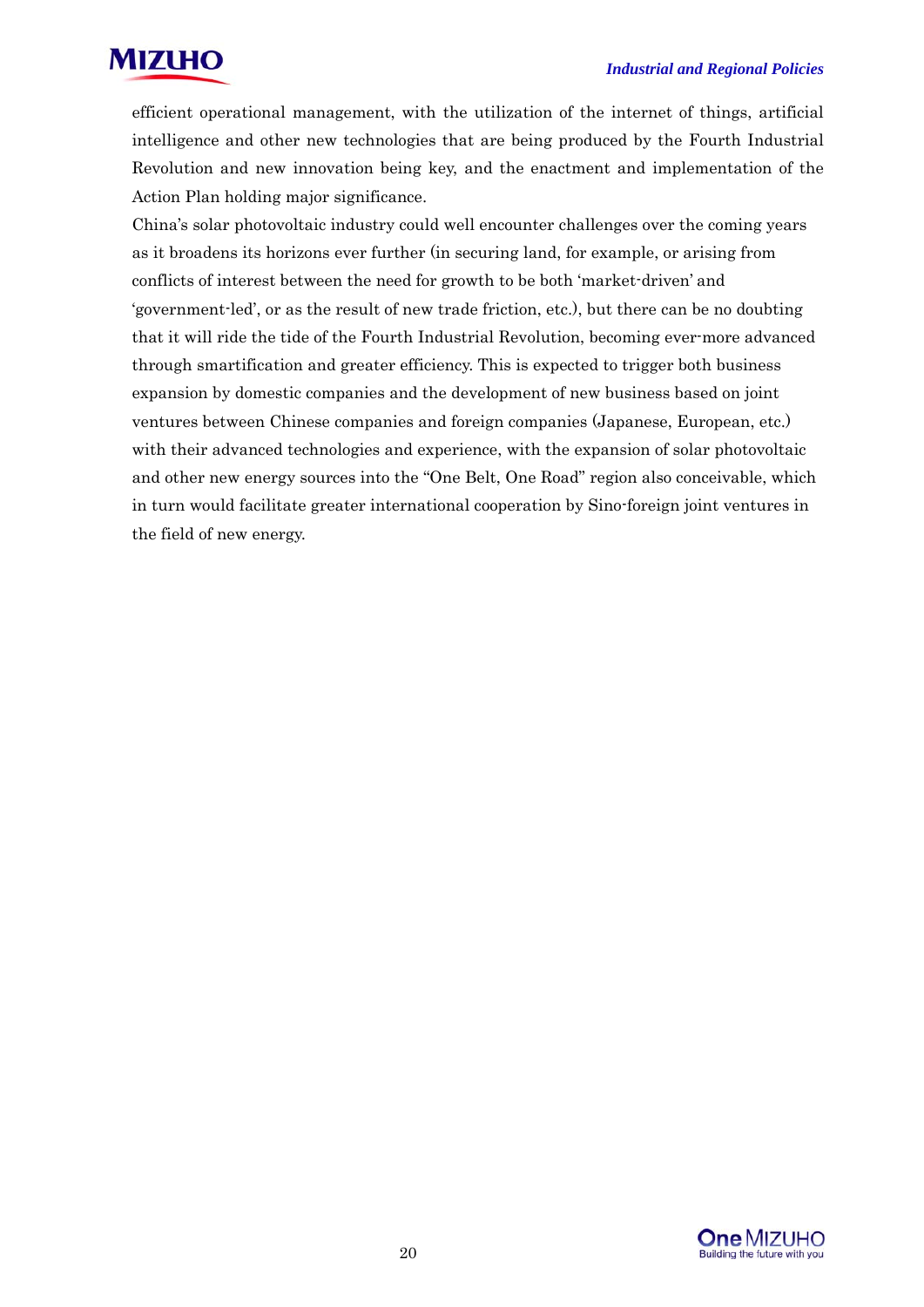efficient operational management, with the utilization of the internet of things, artificial intelligence and other new technologies that are being produced by the Fourth Industrial Revolution and new innovation being key, and the enactment and implementation of the Action Plan holding major significance.

China's solar photovoltaic industry could well encounter challenges over the coming years as it broadens its horizons ever further (in securing land, for example, or arising from conflicts of interest between the need for growth to be both 'market-driven' and 'government-led', or as the result of new trade friction, etc.), but there can be no doubting that it will ride the tide of the Fourth Industrial Revolution, becoming ever-more advanced through smartification and greater efficiency. This is expected to trigger both business expansion by domestic companies and the development of new business based on joint ventures between Chinese companies and foreign companies (Japanese, European, etc.) with their advanced technologies and experience, with the expansion of solar photovoltaic and other new energy sources into the "One Belt, One Road" region also conceivable, which in turn would facilitate greater international cooperation by Sino-foreign joint ventures in the field of new energy.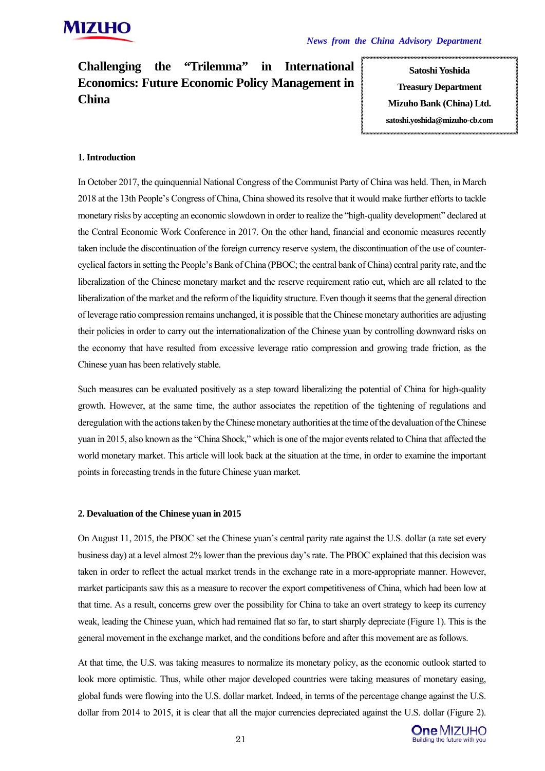# Challenging the "Trilemma" in International Economics: Future Economic Policy Management in China

**Satoshi Yoshida**
**Treasury Department**
**Mizuho Bank (China) Ltd.**
**satoshi.yoshida@mizuho-cb.com**

### 1. Introduction

In October 2017, the quinquennial National Congress of the Communist Party of China was held. Then, in March 2018 at the 13th People's Congress of China, China showed its resolve that it would make further efforts to tackle monetary risks by accepting an economic slowdown in order to realize the "high-quality development" declared at the Central Economic Work Conference in 2017. On the other hand, financial and economic measures recently taken include the discontinuation of the foreign currency reserve system, the discontinuation of the use of counter-cyclical factors in setting the People's Bank of China (PBOC; the central bank of China) central parity rate, and the liberalization of the Chinese monetary market and the reserve requirement ratio cut, which are all related to the liberalization of the market and the reform of the liquidity structure. Even though it seems that the general direction of leverage ratio compression remains unchanged, it is possible that the Chinese monetary authorities are adjusting their policies in order to carry out the internationalization of the Chinese yuan by controlling downward risks on the economy that have resulted from excessive leverage ratio compression and growing trade friction, as the Chinese yuan has been relatively stable.

Such measures can be evaluated positively as a step toward liberalizing the potential of China for high-quality growth. However, at the same time, the author associates the repetition of the tightening of regulations and deregulation with the actions taken by the Chinese monetary authorities at the time of the devaluation of the Chinese yuan in 2015, also known as the "China Shock," which is one of the major events related to China that affected the world monetary market. This article will look back at the situation at the time, in order to examine the important points in forecasting trends in the future Chinese yuan market.

### 2. Devaluation of the Chinese yuan in 2015

On August 11, 2015, the PBOC set the Chinese yuan's central parity rate against the U.S. dollar (a rate set every business day) at a level almost 2% lower than the previous day's rate. The PBOC explained that this decision was taken in order to reflect the actual market trends in the exchange rate in a more-appropriate manner. However, market participants saw this as a measure to recover the export competitiveness of China, which had been low at that time. As a result, concerns grew over the possibility for China to take an overt strategy to keep its currency weak, leading the Chinese yuan, which had remained flat so far, to start sharply depreciate (Figure 1). This is the general movement in the exchange market, and the conditions before and after this movement are as follows.

At that time, the U.S. was taking measures to normalize its monetary policy, as the economic outlook started to look more optimistic. Thus, while other major developed countries were taking measures of monetary easing, global funds were flowing into the U.S. dollar market. Indeed, in terms of the percentage change against the U.S. dollar from 2014 to 2015, it is clear that all the major currencies depreciated against the U.S. dollar (Figure 2).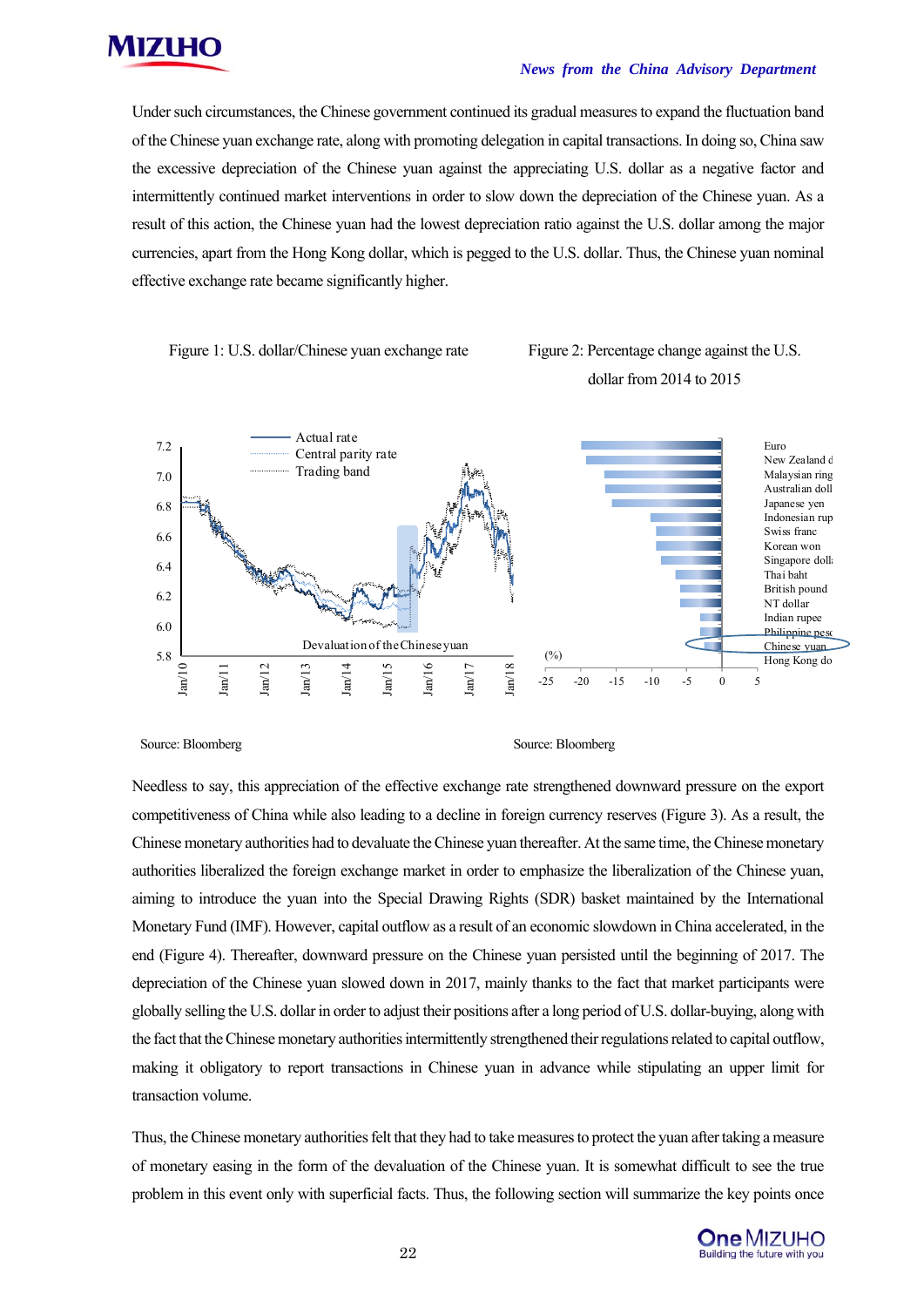Under such circumstances, the Chinese government continued its gradual measures to expand the fluctuation band of the Chinese yuan exchange rate, along with promoting delegation in capital transactions. In doing so, China saw the excessive depreciation of the Chinese yuan against the appreciating U.S. dollar as a negative factor and intermittently continued market interventions in order to slow down the depreciation of the Chinese yuan. As a result of this action, the Chinese yuan had the lowest depreciation ratio against the U.S. dollar among the major currencies, apart from the Hong Kong dollar, which is pegged to the U.S. dollar. Thus, the Chinese yuan nominal effective exchange rate became significantly higher.

Figure 1: U.S. dollar/Chinese yuan exchange rate

Source: Bloomberg

Figure 2: Percentage change against the U.S. dollar from 2014 to 2015

Source: Bloomberg

Needless to say, this appreciation of the effective exchange rate strengthened downward pressure on the export competitiveness of China while also leading to a decline in foreign currency reserves (Figure 3). As a result, the Chinese monetary authorities had to devaluate the Chinese yuan thereafter. At the same time, the Chinese monetary authorities liberalized the foreign exchange market in order to emphasize the liberalization of the Chinese yuan, aiming to introduce the yuan into the Special Drawing Rights (SDR) basket maintained by the International Monetary Fund (IMF). However, capital outflow as a result of an economic slowdown in China accelerated, in the end (Figure 4). Thereafter, downward pressure on the Chinese yuan persisted until the beginning of 2017. The depreciation of the Chinese yuan slowed down in 2017, mainly thanks to the fact that market participants were globally selling the U.S. dollar in order to adjust their positions after a long period of U.S. dollar-buying, along with the fact that the Chinese monetary authorities intermittently strengthened their regulations related to capital outflow, making it obligatory to report transactions in Chinese yuan in advance while stipulating an upper limit for transaction volume.

Thus, the Chinese monetary authorities felt that they had to take measures to protect the yuan after taking a measure of monetary easing in the form of the devaluation of the Chinese yuan. It is somewhat difficult to see the true problem in this event only with superficial facts. Thus, the following section will summarize the key points once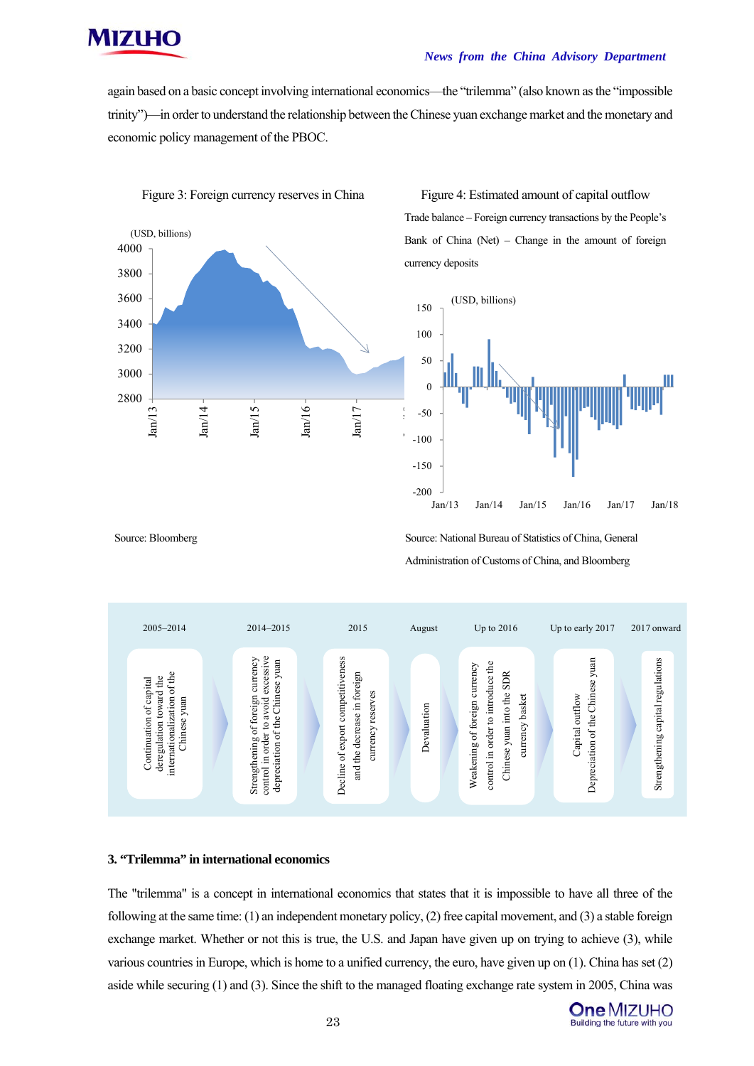again based on a basic concept involving international economics—the "trilemma" (also known as the "impossible trinity")—in order to understand the relationship between the Chinese yuan exchange market and the monetary and economic policy management of the PBOC.

Figure 3: Foreign currency reserves in China

(USD, billions)

Source: Bloomberg

Figure 4: Estimated amount of capital outflow

Trade balance – Foreign currency transactions by the People's Bank of China (Net) – Change in the amount of foreign currency deposits

(USD, billions)

Source: National Bureau of Statistics of China, General Administration of Customs of China, and Bloomberg

| 2005–2014 | 2014–2015 | 2015 | August | Up to 2016 | Up to early 2017 | 2017 onward |
|---|---|---|---|---|---|---|
| Continuation of capital deregulation toward the internationalization of the Chinese yuan | Strengthening of foreign currency control in order to avoid excessive depreciation of the Chinese yuan | Decline of export competitiveness and the decrease in foreign currency reserves | Devaluation | Weakening of foreign currency control in order to introduce the Chinese yuan into the SDR currency basket | Capital outflow Depreciation of the Chinese yuan | Strengthening capital regulations |

### 3. "Trilemma" in international economics

The "trilemma" is a concept in international economics that states that it is impossible to have all three of the following at the same time: (1) an independent monetary policy, (2) free capital movement, and (3) a stable foreign exchange market. Whether or not this is true, the U.S. and Japan have given up on trying to achieve (3), while various countries in Europe, which is home to a unified currency, the euro, have given up on (1). China has set (2) aside while securing (1) and (3). Since the shift to the managed floating exchange rate system in 2005, China was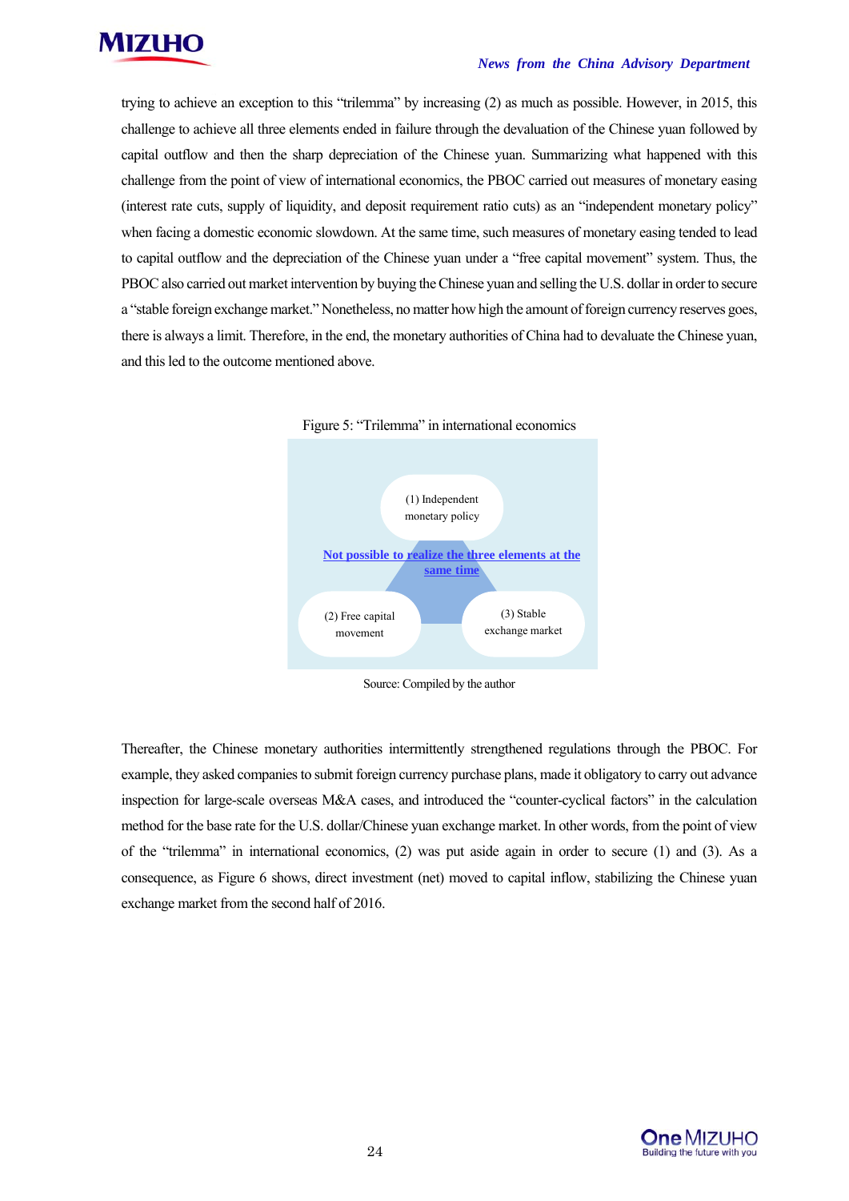trying to achieve an exception to this "trilemma" by increasing (2) as much as possible. However, in 2015, this challenge to achieve all three elements ended in failure through the devaluation of the Chinese yuan followed by capital outflow and then the sharp depreciation of the Chinese yuan. Summarizing what happened with this challenge from the point of view of international economics, the PBOC carried out measures of monetary easing (interest rate cuts, supply of liquidity, and deposit requirement ratio cuts) as an "independent monetary policy" when facing a domestic economic slowdown. At the same time, such measures of monetary easing tended to lead to capital outflow and the depreciation of the Chinese yuan under a "free capital movement" system. Thus, the PBOC also carried out market intervention by buying the Chinese yuan and selling the U.S. dollar in order to secure a "stable foreign exchange market." Nonetheless, no matter how high the amount of foreign currency reserves goes, there is always a limit. Therefore, in the end, the monetary authorities of China had to devaluate the Chinese yuan, and this led to the outcome mentioned above.

Figure 5: "Trilemma" in international economics

(1) Independent monetary policy

**Not possible to realize the three elements at the same time**

(2) Free capital movement

(3) Stable exchange market

Source: Compiled by the author

Thereafter, the Chinese monetary authorities intermittently strengthened regulations through the PBOC. For example, they asked companies to submit foreign currency purchase plans, made it obligatory to carry out advance inspection for large-scale overseas M&A cases, and introduced the "counter-cyclical factors" in the calculation method for the base rate for the U.S. dollar/Chinese yuan exchange market. In other words, from the point of view of the "trilemma" in international economics, (2) was put aside again in order to secure (1) and (3). As a consequence, as Figure 6 shows, direct investment (net) moved to capital inflow, stabilizing the Chinese yuan exchange market from the second half of 2016.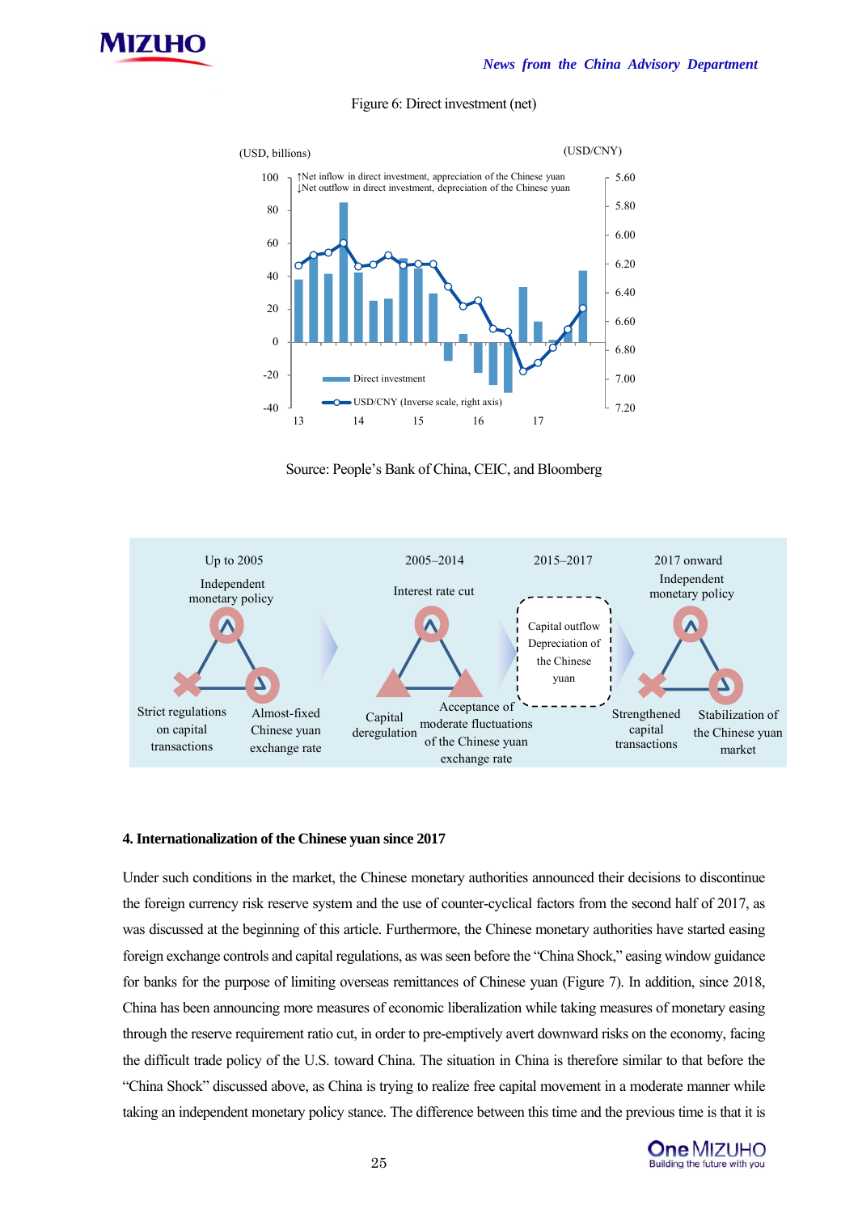Figure 6: Direct investment (net)

Source: People's Bank of China, CEIC, and Bloomberg

## 4. Internationalization of the Chinese yuan since 2017

Under such conditions in the market, the Chinese monetary authorities announced their decisions to discontinue the foreign currency risk reserve system and the use of counter-cyclical factors from the second half of 2017, as was discussed at the beginning of this article. Furthermore, the Chinese monetary authorities have started easing foreign exchange controls and capital regulations, as was seen before the "China Shock," easing window guidance for banks for the purpose of limiting overseas remittances of Chinese yuan (Figure 7). In addition, since 2018, China has been announcing more measures of economic liberalization while taking measures of monetary easing through the reserve requirement ratio cut, in order to pre-emptively avert downward risks on the economy, facing the difficult trade policy of the U.S. toward China. The situation in China is therefore similar to that before the "China Shock" discussed above, as China is trying to realize free capital movement in a moderate manner while taking an independent monetary policy stance. The difference between this time and the previous time is that it is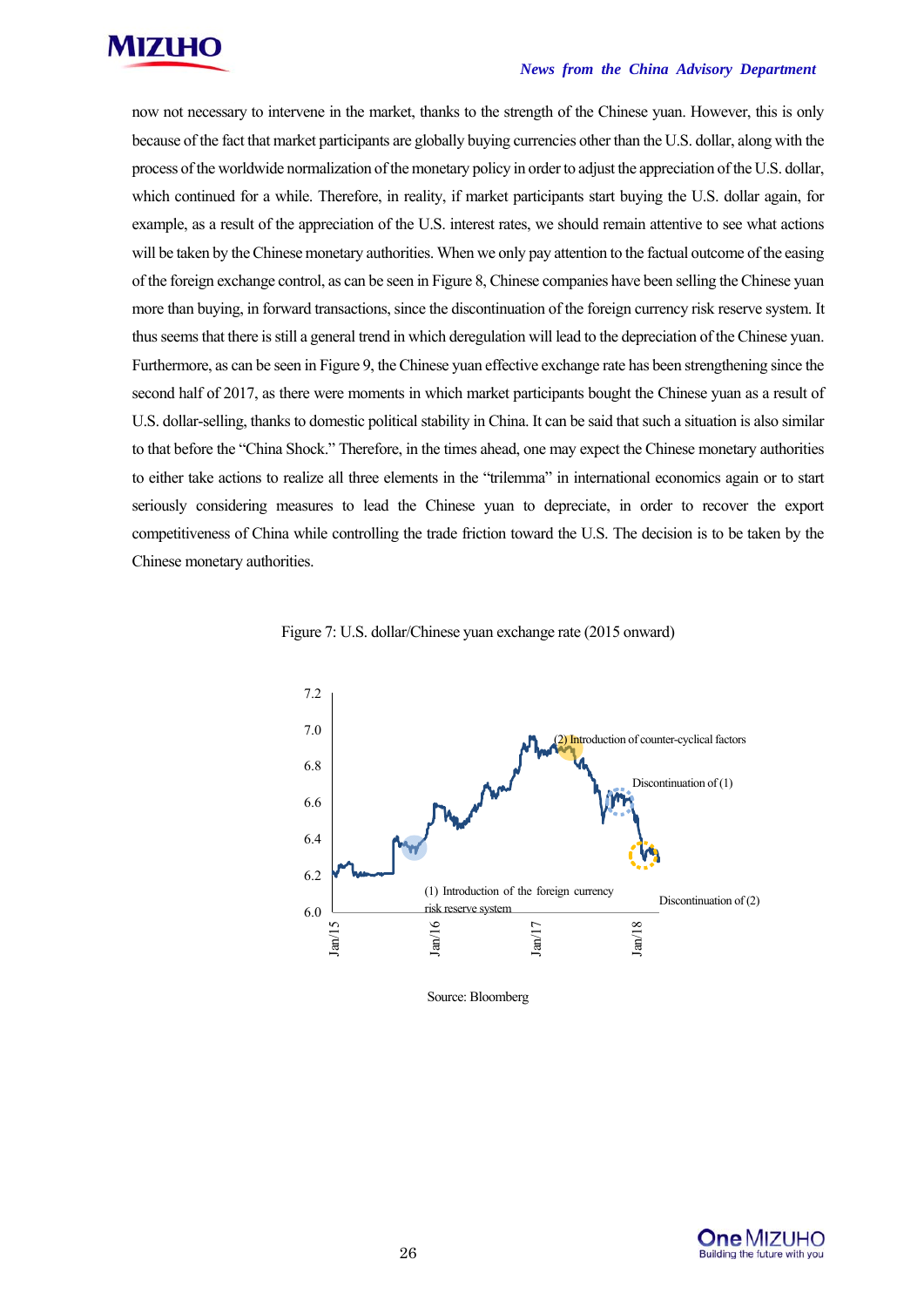now not necessary to intervene in the market, thanks to the strength of the Chinese yuan. However, this is only because of the fact that market participants are globally buying currencies other than the U.S. dollar, along with the process of the worldwide normalization of the monetary policy in order to adjust the appreciation of the U.S. dollar, which continued for a while. Therefore, in reality, if market participants start buying the U.S. dollar again, for example, as a result of the appreciation of the U.S. interest rates, we should remain attentive to see what actions will be taken by the Chinese monetary authorities. When we only pay attention to the factual outcome of the easing of the foreign exchange control, as can be seen in Figure 8, Chinese companies have been selling the Chinese yuan more than buying, in forward transactions, since the discontinuation of the foreign currency risk reserve system. It thus seems that there is still a general trend in which deregulation will lead to the depreciation of the Chinese yuan. Furthermore, as can be seen in Figure 9, the Chinese yuan effective exchange rate has been strengthening since the second half of 2017, as there were moments in which market participants bought the Chinese yuan as a result of U.S. dollar-selling, thanks to domestic political stability in China. It can be said that such a situation is also similar to that before the "China Shock." Therefore, in the times ahead, one may expect the Chinese monetary authorities to either take actions to realize all three elements in the "trilemma" in international economics again or to start seriously considering measures to lead the Chinese yuan to depreciate, in order to recover the export competitiveness of China while controlling the trade friction toward the U.S. The decision is to be taken by the Chinese monetary authorities.

Figure 7: U.S. dollar/Chinese yuan exchange rate (2015 onward)

Source: Bloomberg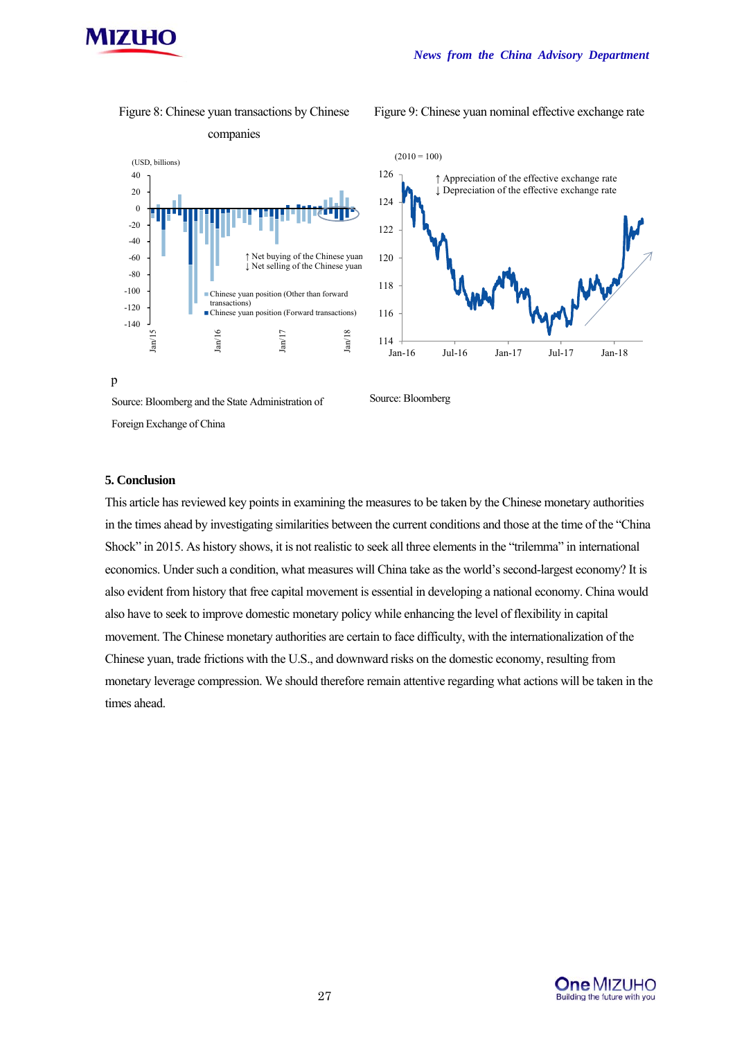Figure 8: Chinese yuan transactions by Chinese companies

Figure 9: Chinese yuan nominal effective exchange rate

p

Source: Bloomberg and the State Administration of Foreign Exchange of China

Source: Bloomberg

### 5. Conclusion

This article has reviewed key points in examining the measures to be taken by the Chinese monetary authorities in the times ahead by investigating similarities between the current conditions and those at the time of the "China Shock" in 2015. As history shows, it is not realistic to seek all three elements in the "trilemma" in international economics. Under such a condition, what measures will China take as the world's second-largest economy? It is also evident from history that free capital movement is essential in developing a national economy. China would also have to seek to improve domestic monetary policy while enhancing the level of flexibility in capital movement. The Chinese monetary authorities are certain to face difficulty, with the internationalization of the Chinese yuan, trade frictions with the U.S., and downward risks on the domestic economy, resulting from monetary leverage compression. We should therefore remain attentive regarding what actions will be taken in the times ahead.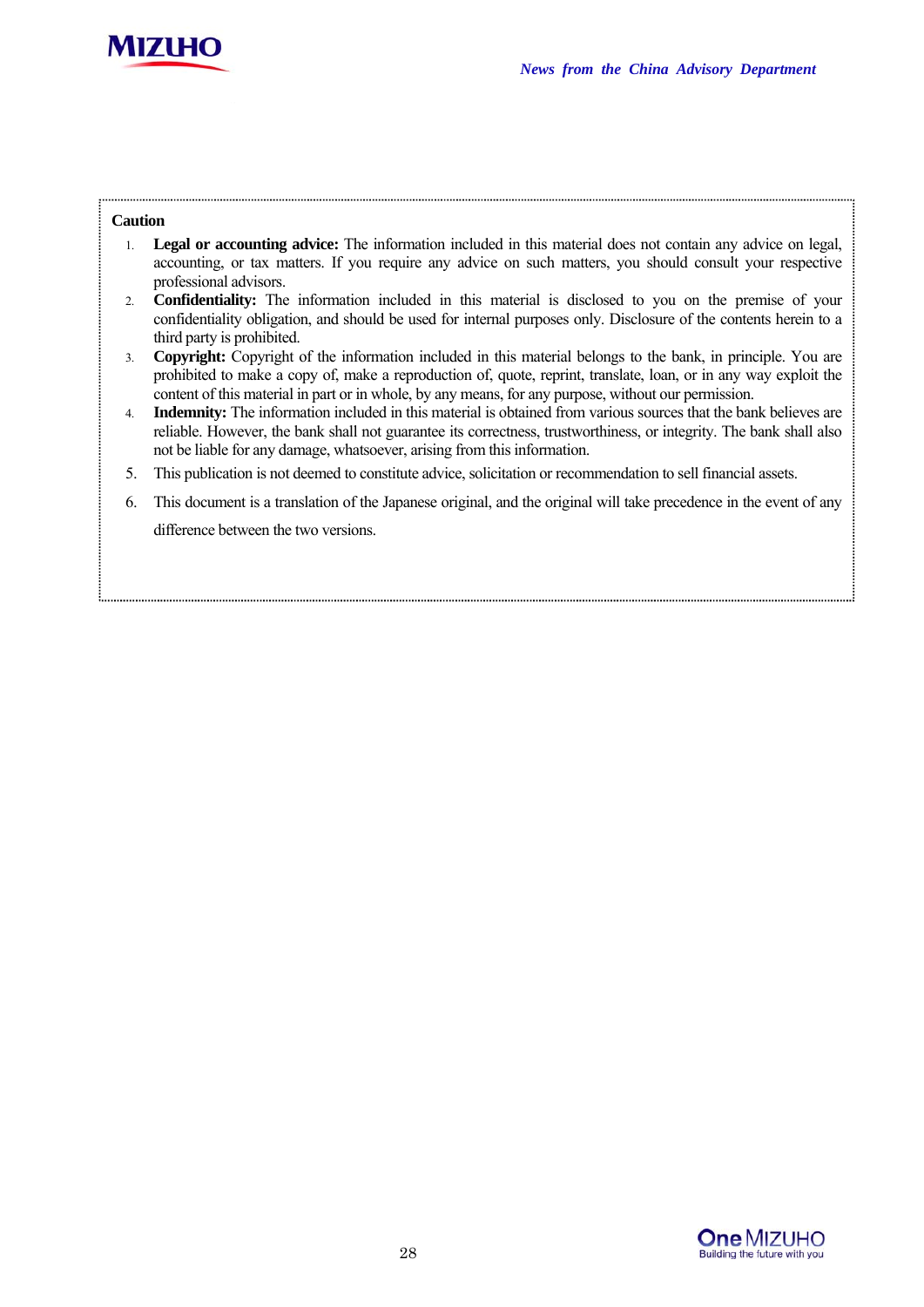**Caution**

1. **Legal or accounting advice:** The information included in this material does not contain any advice on legal, accounting, or tax matters. If you require any advice on such matters, you should consult your respective professional advisors.
2. **Confidentiality:** The information included in this material is disclosed to you on the premise of your confidentiality obligation, and should be used for internal purposes only. Disclosure of the contents herein to a third party is prohibited.
3. **Copyright:** Copyright of the information included in this material belongs to the bank, in principle. You are prohibited to make a copy of, make a reproduction of, quote, reprint, translate, loan, or in any way exploit the content of this material in part or in whole, by any means, for any purpose, without our permission.
4. **Indemnity:** The information included in this material is obtained from various sources that the bank believes are reliable. However, the bank shall not guarantee its correctness, trustworthiness, or integrity. The bank shall also not be liable for any damage, whatsoever, arising from this information.
5. This publication is not deemed to constitute advice, solicitation or recommendation to sell financial assets.
6. This document is a translation of the Japanese original, and the original will take precedence in the event of any difference between the two versions.